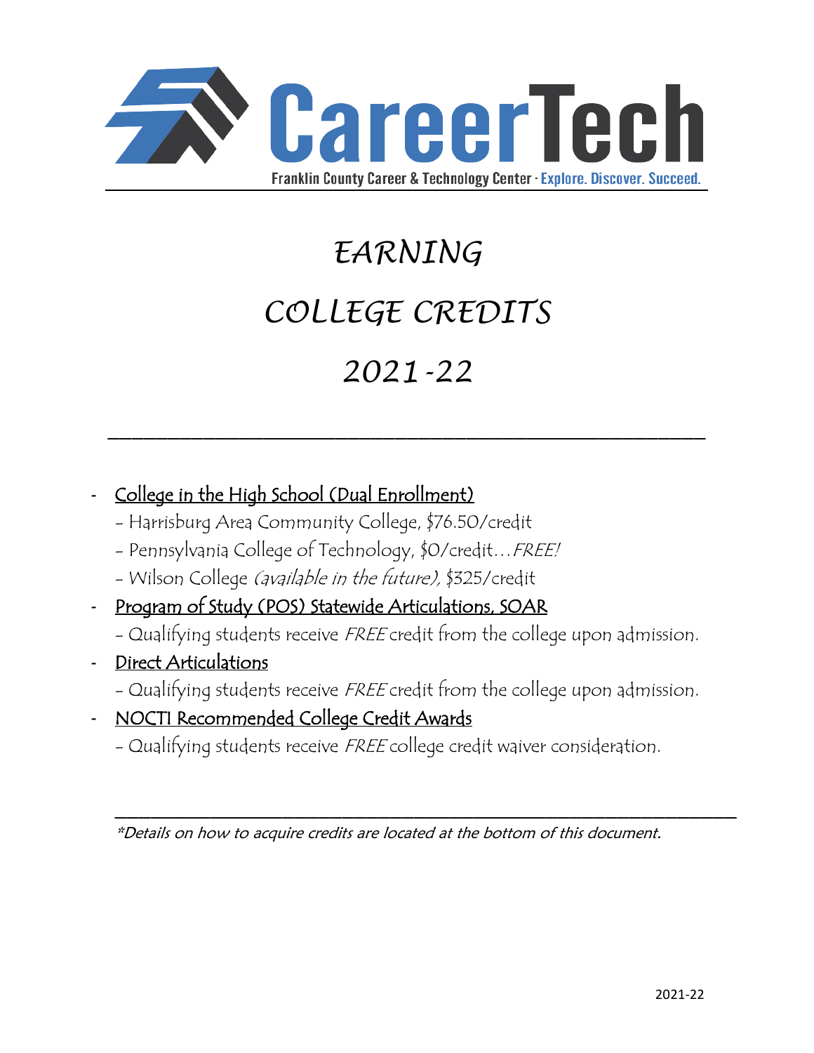CareerTech

Franklin County Career & Technology Center - Explore. Discover. Succeed.

# *EARNING*

# *COLLEGE CREDITS*

# *2021-22*

---

- College in the High School (Dual Enrollment)
  - Harrisburg Area Community College, $76.50/credit
  - Pennsylvania College of Technology, $0/credit…*FREE!*
  - Wilson College *(available in the future),* $325/credit
- Program of Study (POS) Statewide Articulations, SOAR
  - Qualifying students receive *FREE* credit from the college upon admission.
- Direct Articulations
  - Qualifying students receive *FREE* credit from the college upon admission.
- NOCTI Recommended College Credit Awards
  - Qualifying students receive *FREE* college credit waiver consideration.

---

*\*Details on how to acquire credits are located at the bottom of this document.*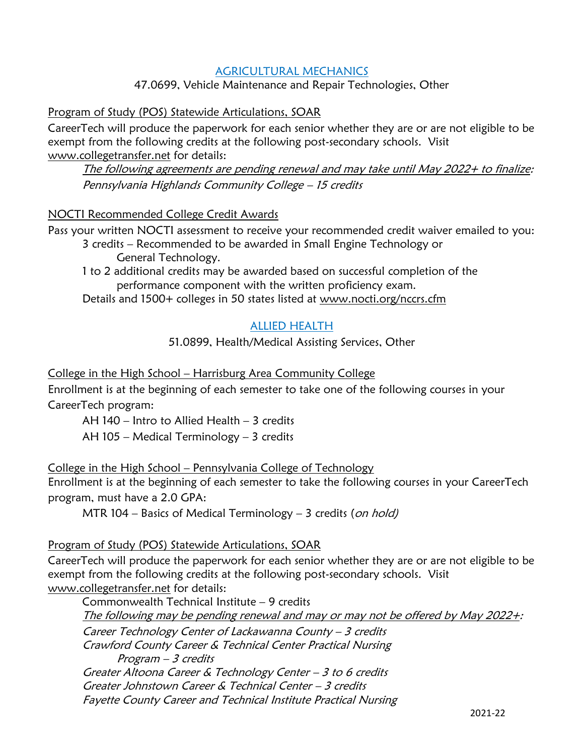## AGRICULTURAL MECHANICS

47.0699, Vehicle Maintenance and Repair Technologies, Other

Program of Study (POS) Statewide Articulations, SOAR

CareerTech will produce the paperwork for each senior whether they are or are not eligible to be exempt from the following credits at the following post-secondary schools. Visit www.collegetransfer.net for details:

*The following agreements are pending renewal and may take until May 2022+ to finalize:*
*Pennsylvania Highlands Community College – 15 credits*

NOCTI Recommended College Credit Awards

Pass your written NOCTI assessment to receive your recommended credit waiver emailed to you:

3 credits – Recommended to be awarded in Small Engine Technology or General Technology.

1 to 2 additional credits may be awarded based on successful completion of the performance component with the written proficiency exam.

Details and 1500+ colleges in 50 states listed at www.nocti.org/nccrs.cfm

## ALLIED HEALTH

51.0899, Health/Medical Assisting Services, Other

College in the High School – Harrisburg Area Community College

Enrollment is at the beginning of each semester to take one of the following courses in your CareerTech program:

AH 140 – Intro to Allied Health – 3 credits
AH 105 – Medical Terminology – 3 credits

College in the High School – Pennsylvania College of Technology

Enrollment is at the beginning of each semester to take the following courses in your CareerTech program, must have a 2.0 GPA:

MTR 104 – Basics of Medical Terminology – 3 credits (*on hold)*

Program of Study (POS) Statewide Articulations, SOAR

CareerTech will produce the paperwork for each senior whether they are or are not eligible to be exempt from the following credits at the following post-secondary schools. Visit www.collegetransfer.net for details:

Commonwealth Technical Institute – 9 credits
*The following may be pending renewal and may or may not be offered by May 2022+:*
*Career Technology Center of Lackawanna County – 3 credits*
*Crawford County Career & Technical Center Practical Nursing Program – 3 credits*
*Greater Altoona Career & Technology Center – 3 to 6 credits*
*Greater Johnstown Career & Technical Center – 3 credits*
*Fayette County Career and Technical Institute Practical Nursing*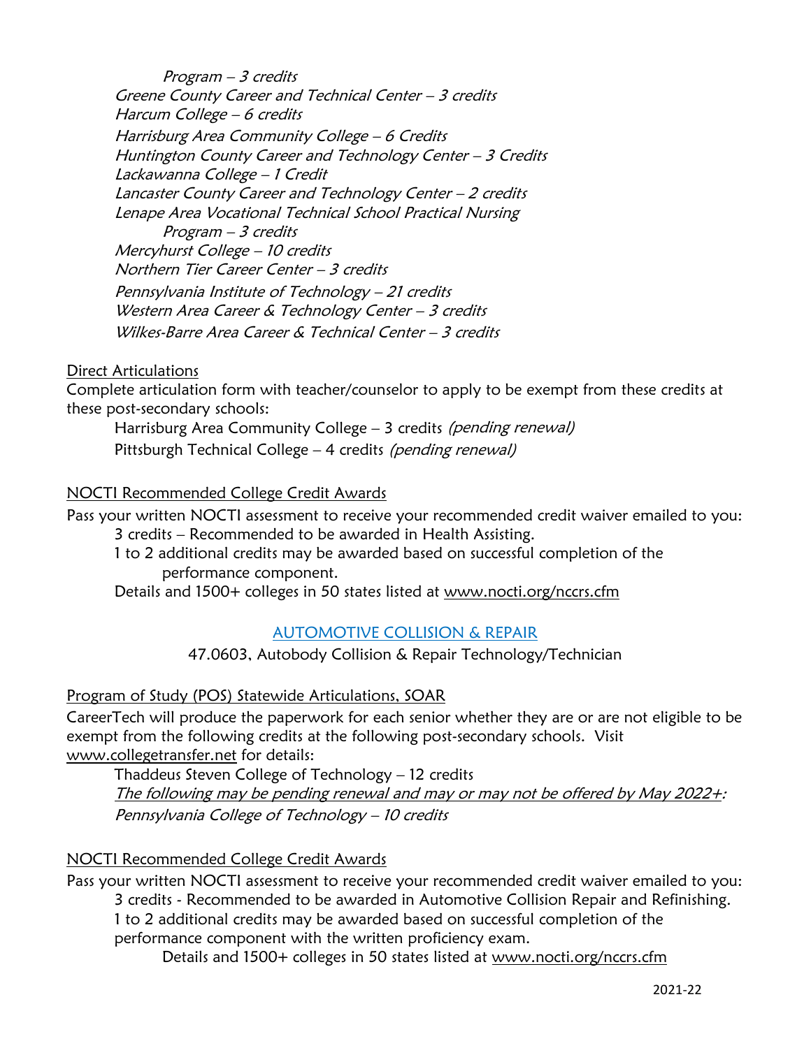*Program – 3 credits*

*Greene County Career and Technical Center – 3 credits*

*Harcum College – 6 credits*

*Harrisburg Area Community College – 6 Credits*

*Huntington County Career and Technology Center – 3 Credits*

*Lackawanna College – 1 Credit*

*Lancaster County Career and Technology Center – 2 credits*

*Lenape Area Vocational Technical School Practical Nursing Program – 3 credits*

*Mercyhurst College – 10 credits*

*Northern Tier Career Center – 3 credits*

*Pennsylvania Institute of Technology – 21 credits*

*Western Area Career & Technology Center – 3 credits*

*Wilkes-Barre Area Career & Technical Center – 3 credits*

<u>Direct Articulations</u>

Complete articulation form with teacher/counselor to apply to be exempt from these credits at these post-secondary schools:

Harrisburg Area Community College – 3 credits *(pending renewal)*

Pittsburgh Technical College – 4 credits *(pending renewal)*

<u>NOCTI Recommended College Credit Awards</u>

Pass your written NOCTI assessment to receive your recommended credit waiver emailed to you:

3 credits – Recommended to be awarded in Health Assisting.

1 to 2 additional credits may be awarded based on successful completion of the performance component.

Details and 1500+ colleges in 50 states listed at www.nocti.org/nccrs.cfm

## AUTOMOTIVE COLLISION & REPAIR

47.0603, Autobody Collision & Repair Technology/Technician

<u>Program of Study (POS) Statewide Articulations, SOAR</u>

CareerTech will produce the paperwork for each senior whether they are or are not eligible to be exempt from the following credits at the following post-secondary schools. Visit www.collegetransfer.net for details:

Thaddeus Steven College of Technology – 12 credits

*<u>The following may be pending renewal and may or may not be offered by May 2022+</u>:*

*Pennsylvania College of Technology – 10 credits*

<u>NOCTI Recommended College Credit Awards</u>

Pass your written NOCTI assessment to receive your recommended credit waiver emailed to you:

3 credits - Recommended to be awarded in Automotive Collision Repair and Refinishing.

1 to 2 additional credits may be awarded based on successful completion of the performance component with the written proficiency exam.

Details and 1500+ colleges in 50 states listed at www.nocti.org/nccrs.cfm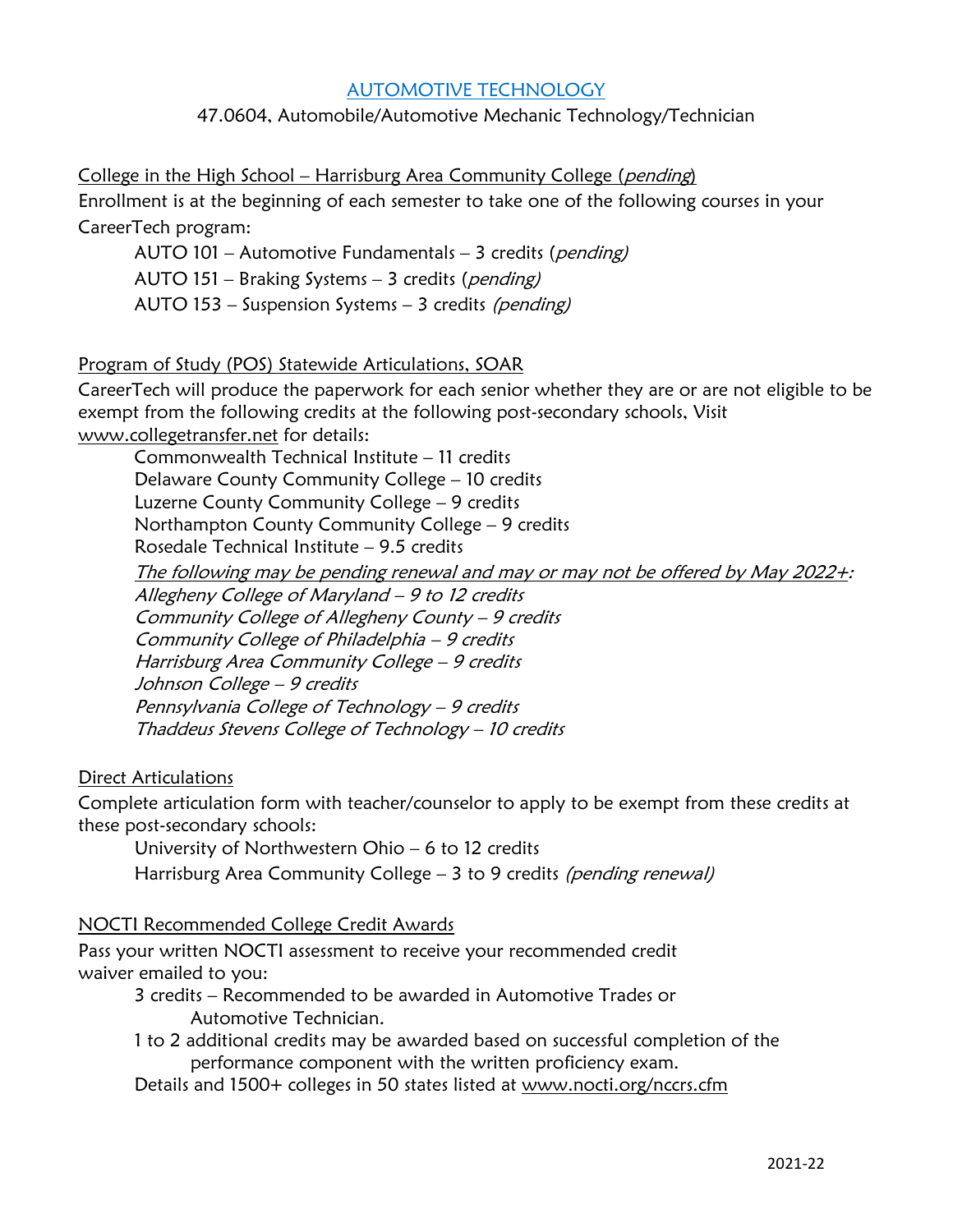# AUTOMOTIVE TECHNOLOGY

47.0604, Automobile/Automotive Mechanic Technology/Technician

## College in the High School – Harrisburg Area Community College (*pending*)

Enrollment is at the beginning of each semester to take one of the following courses in your CareerTech program:

- AUTO 101 – Automotive Fundamentals – 3 credits (*pending)*
- AUTO 151 – Braking Systems – 3 credits (*pending)*
- AUTO 153 – Suspension Systems – 3 credits *(pending)*

## Program of Study (POS) Statewide Articulations, SOAR

CareerTech will produce the paperwork for each senior whether they are or are not eligible to be exempt from the following credits at the following post-secondary schools, Visit www.collegetransfer.net for details:

- Commonwealth Technical Institute – 11 credits
- Delaware County Community College – 10 credits
- Luzerne County Community College – 9 credits
- Northampton County Community College – 9 credits
- Rosedale Technical Institute – 9.5 credits

*The following may be pending renewal and may or may not be offered by May 2022+:*

- *Allegheny College of Maryland – 9 to 12 credits*
- *Community College of Allegheny County – 9 credits*
- *Community College of Philadelphia – 9 credits*
- *Harrisburg Area Community College – 9 credits*
- *Johnson College – 9 credits*
- *Pennsylvania College of Technology – 9 credits*
- *Thaddeus Stevens College of Technology – 10 credits*

## Direct Articulations

Complete articulation form with teacher/counselor to apply to be exempt from these credits at these post-secondary schools:

- University of Northwestern Ohio – 6 to 12 credits
- Harrisburg Area Community College – 3 to 9 credits *(pending renewal)*

## NOCTI Recommended College Credit Awards

Pass your written NOCTI assessment to receive your recommended credit waiver emailed to you:

- 3 credits – Recommended to be awarded in Automotive Trades or Automotive Technician.
- 1 to 2 additional credits may be awarded based on successful completion of the performance component with the written proficiency exam.
- Details and 1500+ colleges in 50 states listed at www.nocti.org/nccrs.cfm

2021-22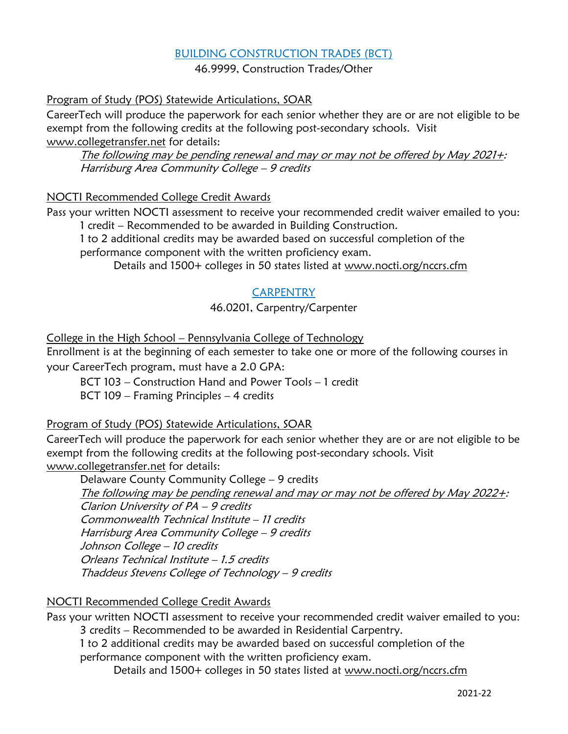## BUILDING CONSTRUCTION TRADES (BCT)

46.9999, Construction Trades/Other

Program of Study (POS) Statewide Articulations, SOAR

CareerTech will produce the paperwork for each senior whether they are or are not eligible to be exempt from the following credits at the following post-secondary schools. Visit www.collegetransfer.net for details:

*The following may be pending renewal and may or may not be offered by May 2021+:*
*Harrisburg Area Community College – 9 credits*

NOCTI Recommended College Credit Awards

Pass your written NOCTI assessment to receive your recommended credit waiver emailed to you:

1 credit – Recommended to be awarded in Building Construction.
1 to 2 additional credits may be awarded based on successful completion of the performance component with the written proficiency exam.
Details and 1500+ colleges in 50 states listed at www.nocti.org/nccrs.cfm

## CARPENTRY

46.0201, Carpentry/Carpenter

College in the High School – Pennsylvania College of Technology

Enrollment is at the beginning of each semester to take one or more of the following courses in your CareerTech program, must have a 2.0 GPA:

BCT 103 – Construction Hand and Power Tools – 1 credit
BCT 109 – Framing Principles – 4 credits

Program of Study (POS) Statewide Articulations, SOAR

CareerTech will produce the paperwork for each senior whether they are or are not eligible to be exempt from the following credits at the following post-secondary schools. Visit www.collegetransfer.net for details:

Delaware County Community College – 9 credits
*The following may be pending renewal and may or may not be offered by May 2022+:*
*Clarion University of PA – 9 credits*
*Commonwealth Technical Institute – 11 credits*
*Harrisburg Area Community College – 9 credits*
*Johnson College – 10 credits*
*Orleans Technical Institute – 1.5 credits*
*Thaddeus Stevens College of Technology – 9 credits*

NOCTI Recommended College Credit Awards

Pass your written NOCTI assessment to receive your recommended credit waiver emailed to you:

3 credits – Recommended to be awarded in Residential Carpentry.
1 to 2 additional credits may be awarded based on successful completion of the performance component with the written proficiency exam.
Details and 1500+ colleges in 50 states listed at www.nocti.org/nccrs.cfm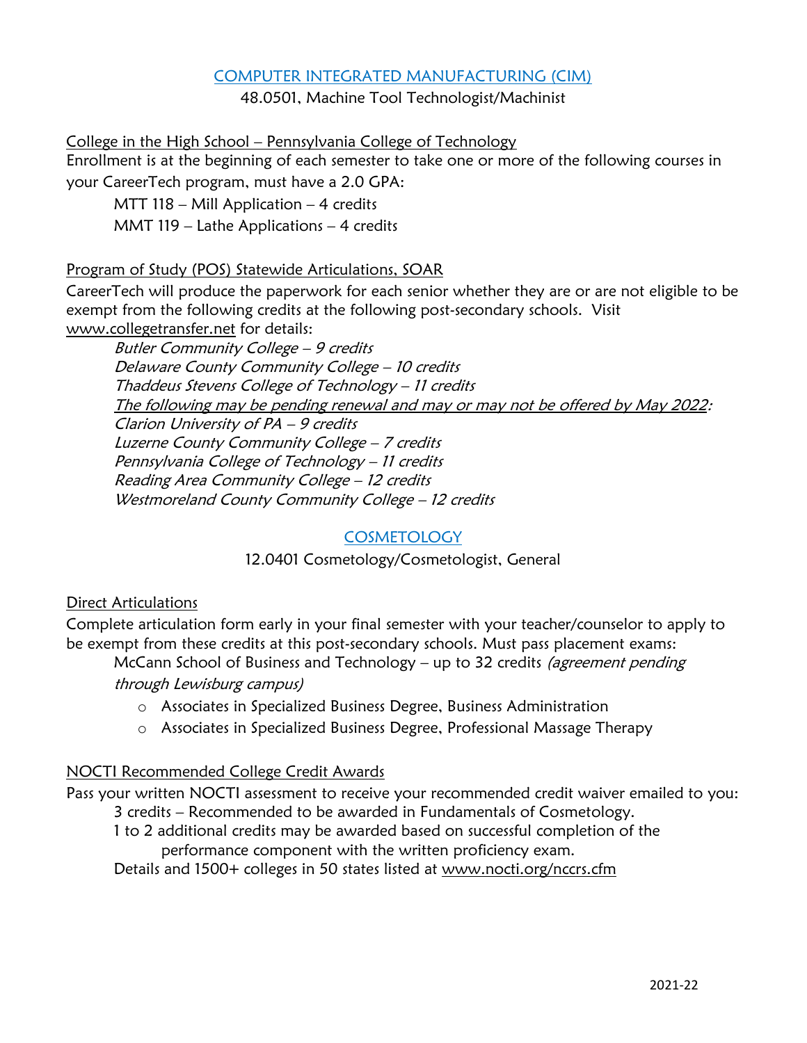## COMPUTER INTEGRATED MANUFACTURING (CIM)

48.0501, Machine Tool Technologist/Machinist

College in the High School – Pennsylvania College of Technology

Enrollment is at the beginning of each semester to take one or more of the following courses in your CareerTech program, must have a 2.0 GPA:

- MTT 118 – Mill Application – 4 credits
- MMT 119 – Lathe Applications – 4 credits

Program of Study (POS) Statewide Articulations, SOAR

CareerTech will produce the paperwork for each senior whether they are or are not eligible to be exempt from the following credits at the following post-secondary schools. Visit www.collegetransfer.net for details:

*Butler Community College – 9 credits*
*Delaware County Community College – 10 credits*
*Thaddeus Stevens College of Technology – 11 credits*
*The following may be pending renewal and may or may not be offered by May 2022:*
*Clarion University of PA – 9 credits*
*Luzerne County Community College – 7 credits*
*Pennsylvania College of Technology – 11 credits*
*Reading Area Community College – 12 credits*
*Westmoreland County Community College – 12 credits*

## COSMETOLOGY

12.0401 Cosmetology/Cosmetologist, General

Direct Articulations

Complete articulation form early in your final semester with your teacher/counselor to apply to be exempt from these credits at this post-secondary schools. Must pass placement exams:

McCann School of Business and Technology – up to 32 credits *(agreement pending through Lewisburg campus)*

- Associates in Specialized Business Degree, Business Administration
- Associates in Specialized Business Degree, Professional Massage Therapy

NOCTI Recommended College Credit Awards

Pass your written NOCTI assessment to receive your recommended credit waiver emailed to you:

3 credits – Recommended to be awarded in Fundamentals of Cosmetology.
1 to 2 additional credits may be awarded based on successful completion of the performance component with the written proficiency exam.
Details and 1500+ colleges in 50 states listed at www.nocti.org/nccrs.cfm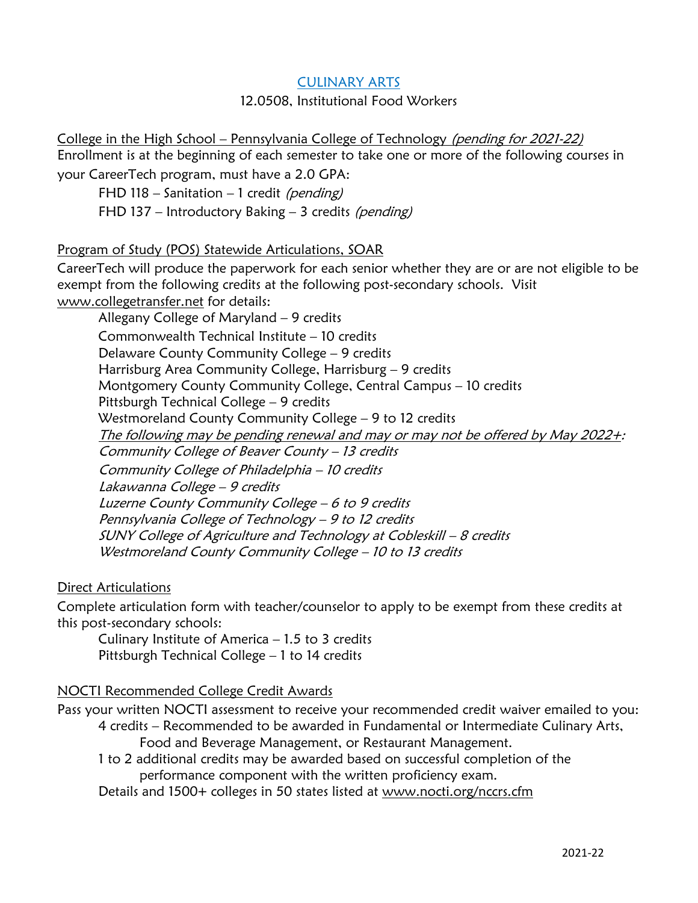# CULINARY ARTS

12.0508, Institutional Food Workers

## College in the High School – Pennsylvania College of Technology *(pending for 2021-22)*

Enrollment is at the beginning of each semester to take one or more of the following courses in your CareerTech program, must have a 2.0 GPA:

- FHD 118 – Sanitation – 1 credit *(pending)*
- FHD 137 – Introductory Baking – 3 credits *(pending)*

## Program of Study (POS) Statewide Articulations, SOAR

CareerTech will produce the paperwork for each senior whether they are or are not eligible to be exempt from the following credits at the following post-secondary schools. Visit www.collegetransfer.net for details:

- Allegany College of Maryland – 9 credits
- Commonwealth Technical Institute – 10 credits
- Delaware County Community College – 9 credits
- Harrisburg Area Community College, Harrisburg – 9 credits
- Montgomery County Community College, Central Campus – 10 credits
- Pittsburgh Technical College – 9 credits
- Westmoreland County Community College – 9 to 12 credits

*The following may be pending renewal and may or may not be offered by May 2022+:*

- *Community College of Beaver County – 13 credits*
- *Community College of Philadelphia – 10 credits*
- *Lakawanna College – 9 credits*
- *Luzerne County Community College – 6 to 9 credits*
- *Pennsylvania College of Technology – 9 to 12 credits*
- *SUNY College of Agriculture and Technology at Cobleskill – 8 credits*
- *Westmoreland County Community College – 10 to 13 credits*

## Direct Articulations

Complete articulation form with teacher/counselor to apply to be exempt from these credits at this post-secondary schools:

- Culinary Institute of America – 1.5 to 3 credits
- Pittsburgh Technical College – 1 to 14 credits

## NOCTI Recommended College Credit Awards

Pass your written NOCTI assessment to receive your recommended credit waiver emailed to you:

- 4 credits – Recommended to be awarded in Fundamental or Intermediate Culinary Arts, Food and Beverage Management, or Restaurant Management.
- 1 to 2 additional credits may be awarded based on successful completion of the performance component with the written proficiency exam.
- Details and 1500+ colleges in 50 states listed at www.nocti.org/nccrs.cfm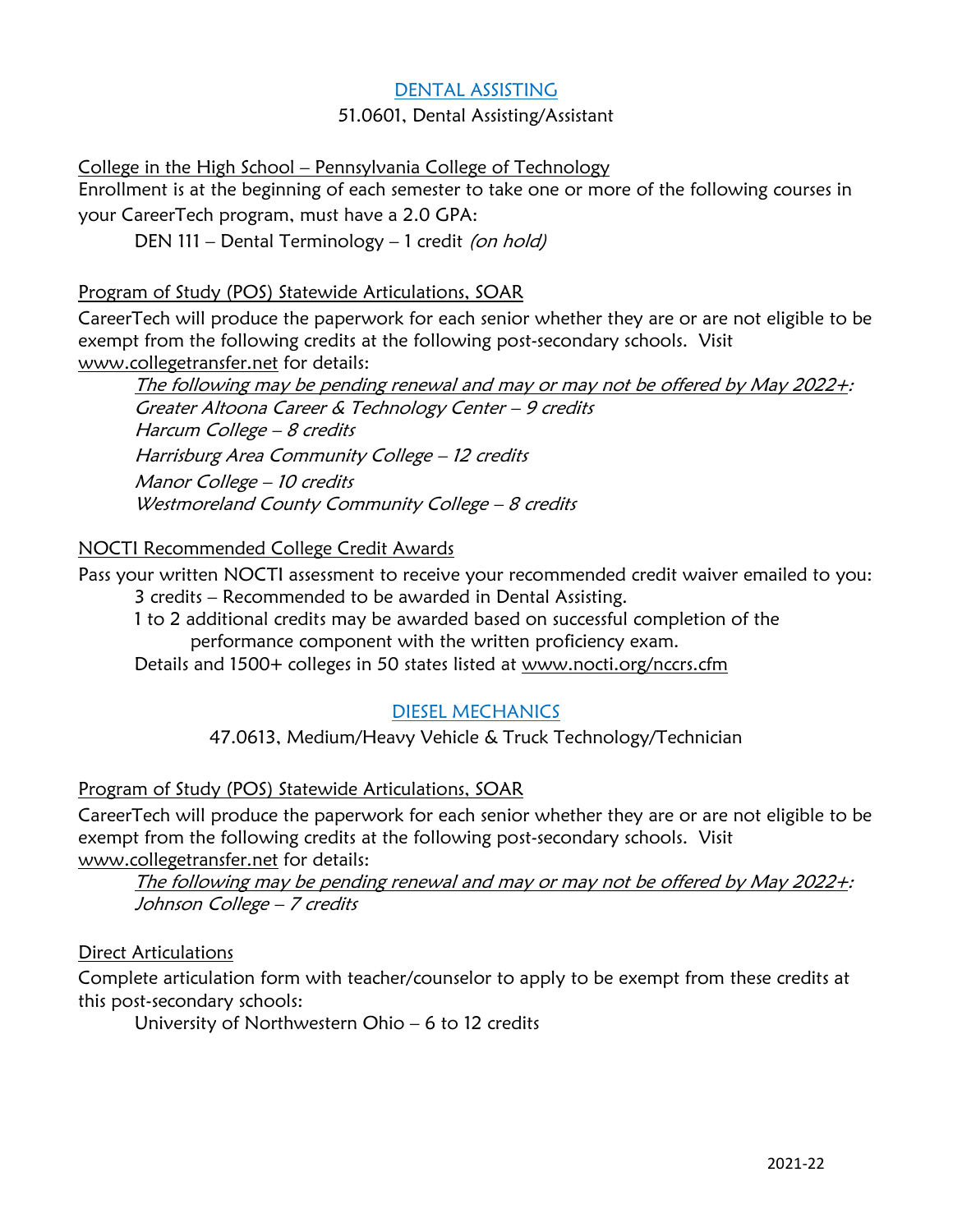## DENTAL ASSISTING

51.0601, Dental Assisting/Assistant

College in the High School – Pennsylvania College of Technology

Enrollment is at the beginning of each semester to take one or more of the following courses in your CareerTech program, must have a 2.0 GPA:

DEN 111 – Dental Terminology – 1 credit *(on hold)*

Program of Study (POS) Statewide Articulations, SOAR

CareerTech will produce the paperwork for each senior whether they are or are not eligible to be exempt from the following credits at the following post-secondary schools. Visit www.collegetransfer.net for details:

*The following may be pending renewal and may or may not be offered by May 2022+:*
*Greater Altoona Career & Technology Center – 9 credits*
*Harcum College – 8 credits*
*Harrisburg Area Community College – 12 credits*
*Manor College – 10 credits*
*Westmoreland County Community College – 8 credits*

NOCTI Recommended College Credit Awards

Pass your written NOCTI assessment to receive your recommended credit waiver emailed to you:

3 credits – Recommended to be awarded in Dental Assisting.
1 to 2 additional credits may be awarded based on successful completion of the performance component with the written proficiency exam.
Details and 1500+ colleges in 50 states listed at www.nocti.org/nccrs.cfm

## DIESEL MECHANICS

47.0613, Medium/Heavy Vehicle & Truck Technology/Technician

Program of Study (POS) Statewide Articulations, SOAR

CareerTech will produce the paperwork for each senior whether they are or are not eligible to be exempt from the following credits at the following post-secondary schools. Visit www.collegetransfer.net for details:

*The following may be pending renewal and may or may not be offered by May 2022+:*
*Johnson College – 7 credits*

Direct Articulations

Complete articulation form with teacher/counselor to apply to be exempt from these credits at this post-secondary schools:

University of Northwestern Ohio – 6 to 12 credits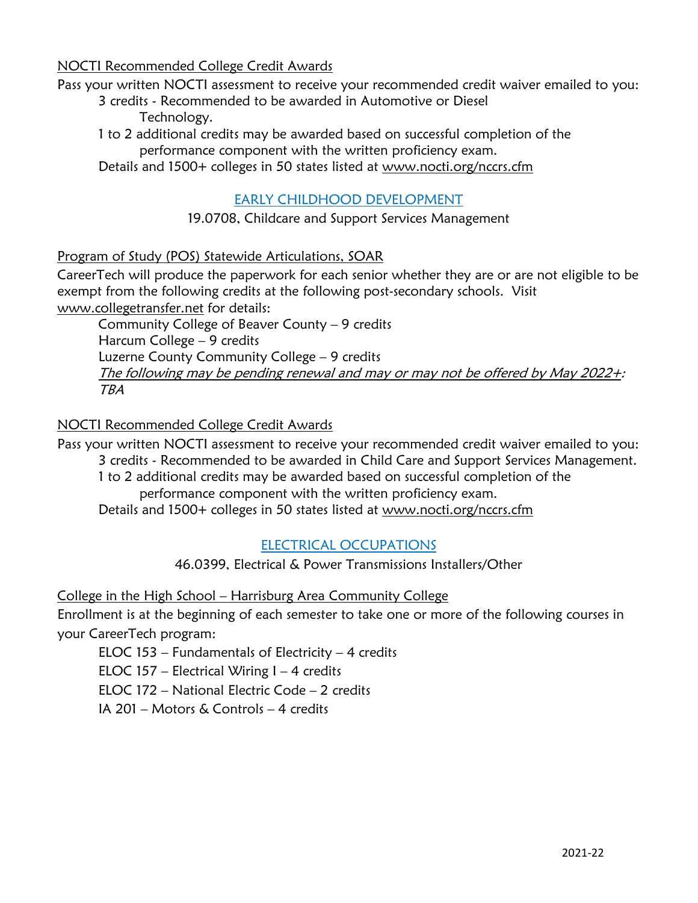NOCTI Recommended College Credit Awards

Pass your written NOCTI assessment to receive your recommended credit waiver emailed to you:

- 3 credits - Recommended to be awarded in Automotive or Diesel Technology.
- 1 to 2 additional credits may be awarded based on successful completion of the performance component with the written proficiency exam.
- Details and 1500+ colleges in 50 states listed at www.nocti.org/nccrs.cfm

## EARLY CHILDHOOD DEVELOPMENT

19.0708, Childcare and Support Services Management

Program of Study (POS) Statewide Articulations, SOAR

CareerTech will produce the paperwork for each senior whether they are or are not eligible to be exempt from the following credits at the following post-secondary schools. Visit www.collegetransfer.net for details:

- Community College of Beaver County – 9 credits
- Harcum College – 9 credits
- Luzerne County Community College – 9 credits
- *The following may be pending renewal and may or may not be offered by May 2022+: TBA*

NOCTI Recommended College Credit Awards

Pass your written NOCTI assessment to receive your recommended credit waiver emailed to you:

- 3 credits - Recommended to be awarded in Child Care and Support Services Management.
- 1 to 2 additional credits may be awarded based on successful completion of the performance component with the written proficiency exam.
- Details and 1500+ colleges in 50 states listed at www.nocti.org/nccrs.cfm

## ELECTRICAL OCCUPATIONS

46.0399, Electrical & Power Transmissions Installers/Other

College in the High School – Harrisburg Area Community College

Enrollment is at the beginning of each semester to take one or more of the following courses in your CareerTech program:

- ELOC 153 – Fundamentals of Electricity – 4 credits
- ELOC 157 – Electrical Wiring I – 4 credits
- ELOC 172 – National Electric Code – 2 credits
- IA 201 – Motors & Controls – 4 credits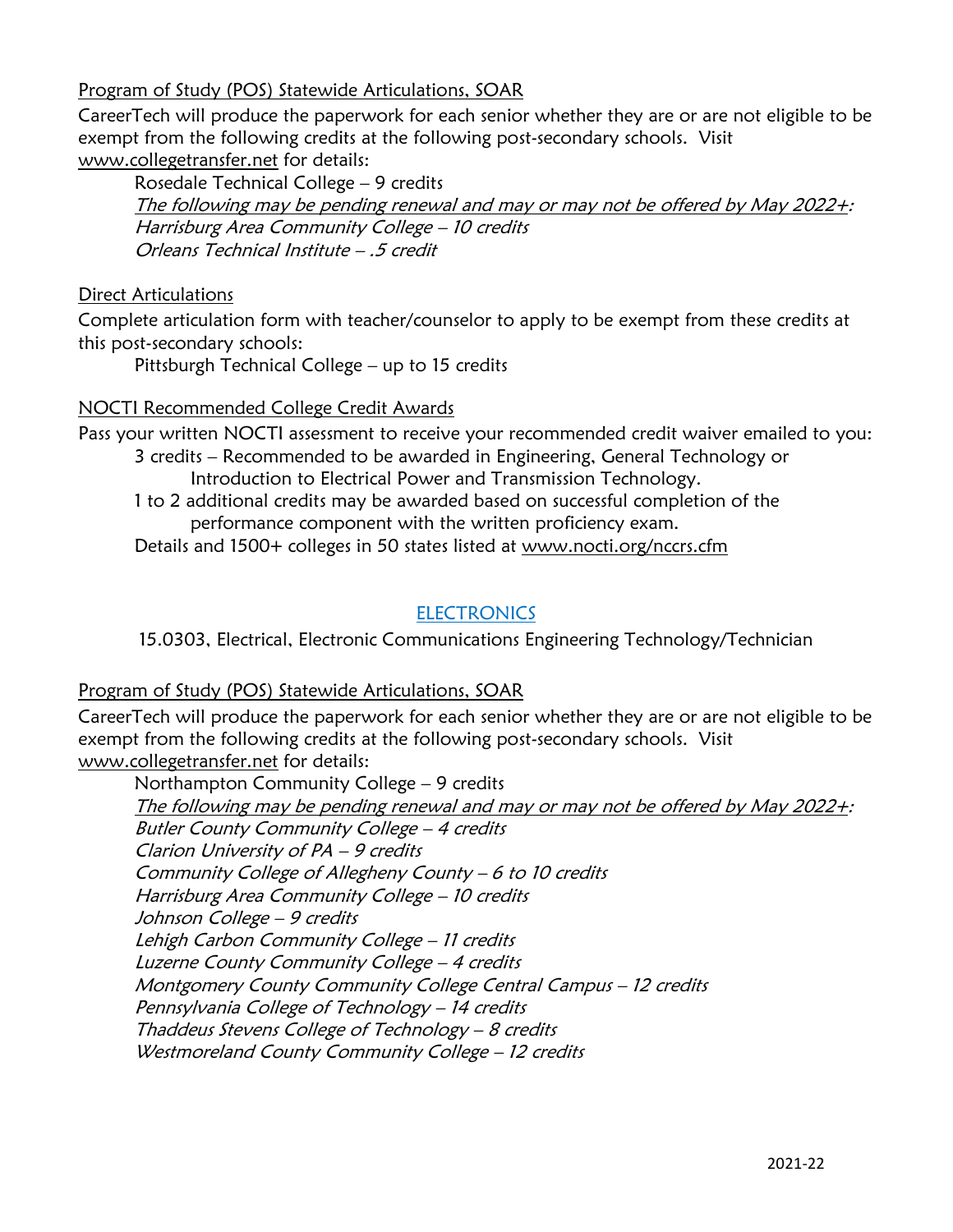Program of Study (POS) Statewide Articulations, SOAR

CareerTech will produce the paperwork for each senior whether they are or are not eligible to be exempt from the following credits at the following post-secondary schools. Visit www.collegetransfer.net for details:

Rosedale Technical College – 9 credits

*The following may be pending renewal and may or may not be offered by May 2022+:*

*Harrisburg Area Community College – 10 credits*

*Orleans Technical Institute – .5 credit*

Direct Articulations

Complete articulation form with teacher/counselor to apply to be exempt from these credits at this post-secondary schools:

Pittsburgh Technical College – up to 15 credits

NOCTI Recommended College Credit Awards

Pass your written NOCTI assessment to receive your recommended credit waiver emailed to you:

3 credits – Recommended to be awarded in Engineering, General Technology or Introduction to Electrical Power and Transmission Technology.

1 to 2 additional credits may be awarded based on successful completion of the performance component with the written proficiency exam.

Details and 1500+ colleges in 50 states listed at www.nocti.org/nccrs.cfm

## ELECTRONICS

15.0303, Electrical, Electronic Communications Engineering Technology/Technician

Program of Study (POS) Statewide Articulations, SOAR

CareerTech will produce the paperwork for each senior whether they are or are not eligible to be exempt from the following credits at the following post-secondary schools. Visit www.collegetransfer.net for details:

Northampton Community College – 9 credits

*The following may be pending renewal and may or may not be offered by May 2022+:*

*Butler County Community College – 4 credits*

*Clarion University of PA – 9 credits*

*Community College of Allegheny County – 6 to 10 credits*

*Harrisburg Area Community College – 10 credits*

*Johnson College – 9 credits*

*Lehigh Carbon Community College – 11 credits*

*Luzerne County Community College – 4 credits*

*Montgomery County Community College Central Campus – 12 credits*

*Pennsylvania College of Technology – 14 credits*

*Thaddeus Stevens College of Technology – 8 credits*

*Westmoreland County Community College – 12 credits*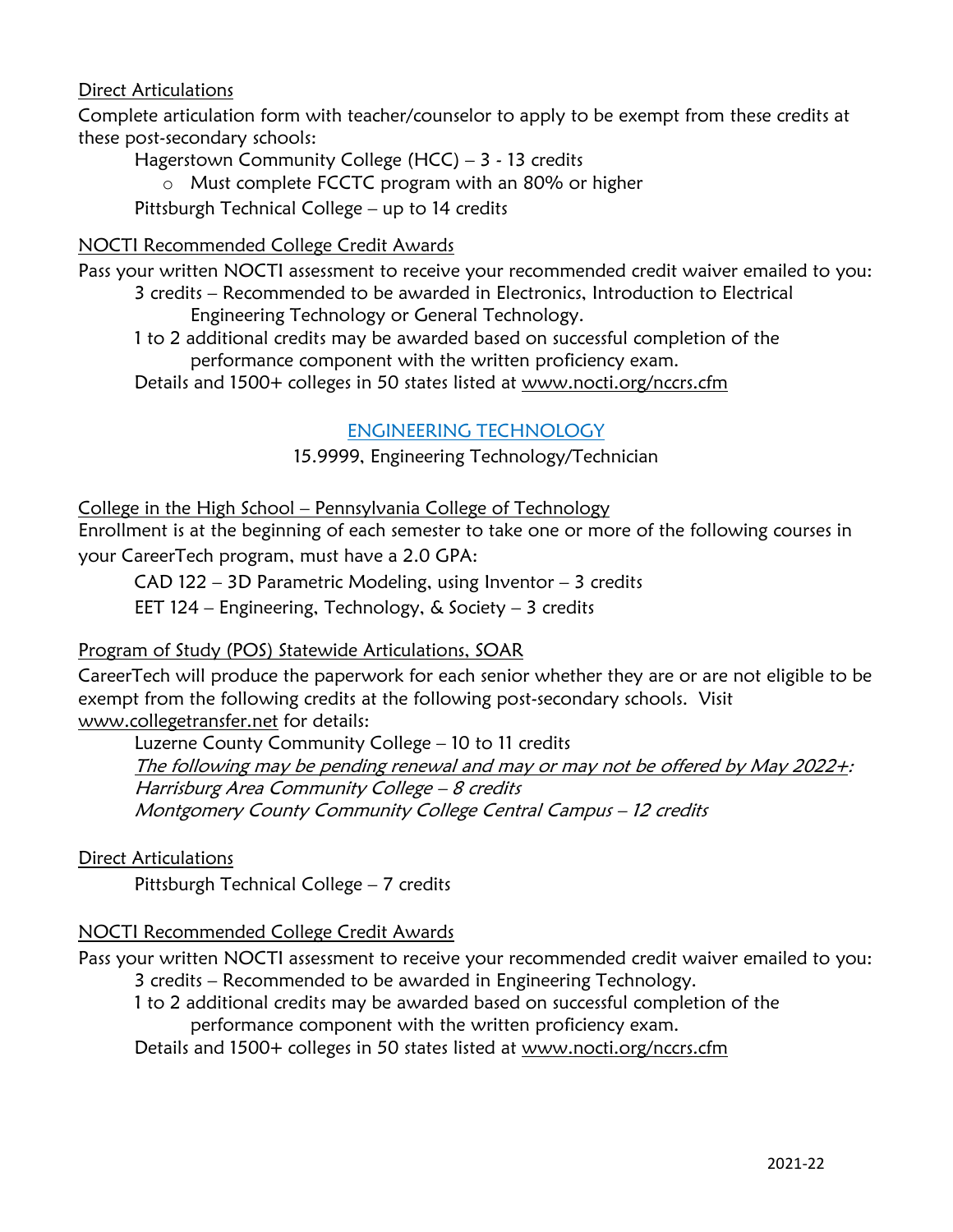Direct Articulations

Complete articulation form with teacher/counselor to apply to be exempt from these credits at these post-secondary schools:

Hagerstown Community College (HCC) – 3 - 13 credits

- Must complete FCCTC program with an 80% or higher

Pittsburgh Technical College – up to 14 credits

NOCTI Recommended College Credit Awards

Pass your written NOCTI assessment to receive your recommended credit waiver emailed to you:

3 credits – Recommended to be awarded in Electronics, Introduction to Electrical Engineering Technology or General Technology.

1 to 2 additional credits may be awarded based on successful completion of the performance component with the written proficiency exam.

Details and 1500+ colleges in 50 states listed at www.nocti.org/nccrs.cfm

## ENGINEERING TECHNOLOGY

15.9999, Engineering Technology/Technician

College in the High School – Pennsylvania College of Technology

Enrollment is at the beginning of each semester to take one or more of the following courses in your CareerTech program, must have a 2.0 GPA:

CAD 122 – 3D Parametric Modeling, using Inventor – 3 credits

EET 124 – Engineering, Technology, & Society – 3 credits

Program of Study (POS) Statewide Articulations, SOAR

CareerTech will produce the paperwork for each senior whether they are or are not eligible to be exempt from the following credits at the following post-secondary schools. Visit www.collegetransfer.net for details:

Luzerne County Community College – 10 to 11 credits

*The following may be pending renewal and may or may not be offered by May 2022+:*

*Harrisburg Area Community College – 8 credits*

*Montgomery County Community College Central Campus – 12 credits*

Direct Articulations

Pittsburgh Technical College – 7 credits

NOCTI Recommended College Credit Awards

Pass your written NOCTI assessment to receive your recommended credit waiver emailed to you:

3 credits – Recommended to be awarded in Engineering Technology.

1 to 2 additional credits may be awarded based on successful completion of the performance component with the written proficiency exam.

Details and 1500+ colleges in 50 states listed at www.nocti.org/nccrs.cfm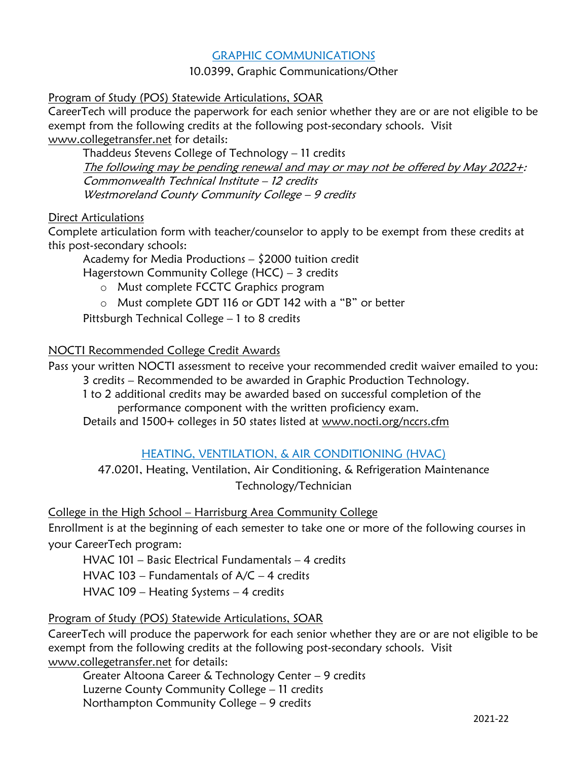## GRAPHIC COMMUNICATIONS

10.0399, Graphic Communications/Other

Program of Study (POS) Statewide Articulations, SOAR

CareerTech will produce the paperwork for each senior whether they are or are not eligible to be exempt from the following credits at the following post-secondary schools. Visit www.collegetransfer.net for details:

Thaddeus Stevens College of Technology – 11 credits

*The following may be pending renewal and may or may not be offered by May 2022+:*

*Commonwealth Technical Institute – 12 credits*

*Westmoreland County Community College – 9 credits*

Direct Articulations

Complete articulation form with teacher/counselor to apply to be exempt from these credits at this post-secondary schools:

Academy for Media Productions – $2000 tuition credit

Hagerstown Community College (HCC) – 3 credits

- Must complete FCCTC Graphics program
- Must complete GDT 116 or GDT 142 with a "B" or better

Pittsburgh Technical College – 1 to 8 credits

NOCTI Recommended College Credit Awards

Pass your written NOCTI assessment to receive your recommended credit waiver emailed to you:

3 credits – Recommended to be awarded in Graphic Production Technology.

1 to 2 additional credits may be awarded based on successful completion of the performance component with the written proficiency exam.

Details and 1500+ colleges in 50 states listed at www.nocti.org/nccrs.cfm

## HEATING, VENTILATION, & AIR CONDITIONING (HVAC)

47.0201, Heating, Ventilation, Air Conditioning, & Refrigeration Maintenance Technology/Technician

College in the High School – Harrisburg Area Community College

Enrollment is at the beginning of each semester to take one or more of the following courses in your CareerTech program:

HVAC 101 – Basic Electrical Fundamentals – 4 credits

HVAC 103 – Fundamentals of A/C – 4 credits

HVAC 109 – Heating Systems – 4 credits

Program of Study (POS) Statewide Articulations, SOAR

CareerTech will produce the paperwork for each senior whether they are or are not eligible to be exempt from the following credits at the following post-secondary schools. Visit www.collegetransfer.net for details:

Greater Altoona Career & Technology Center – 9 credits

Luzerne County Community College – 11 credits

Northampton Community College – 9 credits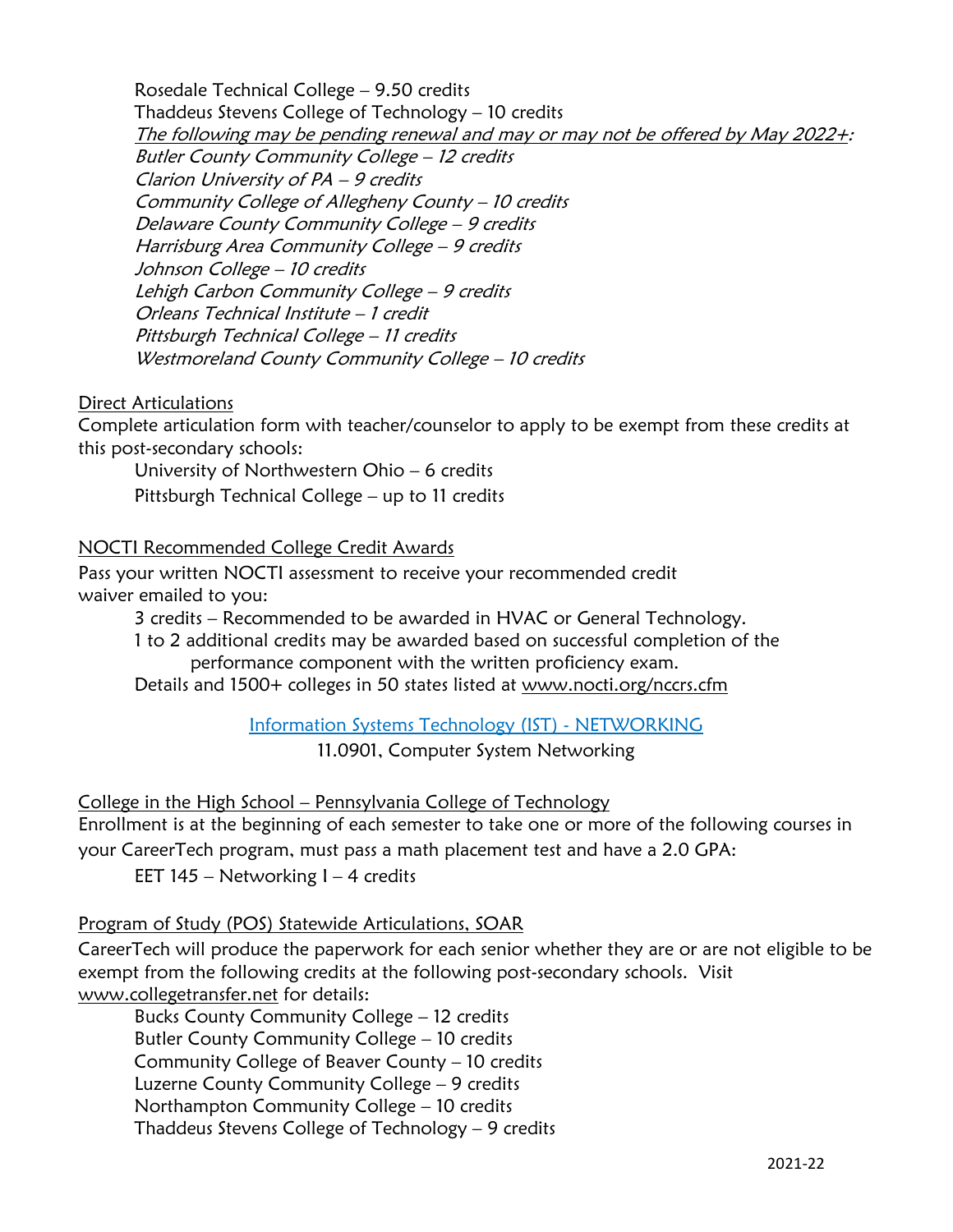Rosedale Technical College – 9.50 credits
Thaddeus Stevens College of Technology – 10 credits
<u>*The following may be pending renewal and may or may not be offered by May 2022+*</u>*:*
*Butler County Community College – 12 credits*
*Clarion University of PA – 9 credits*
*Community College of Allegheny County – 10 credits*
*Delaware County Community College – 9 credits*
*Harrisburg Area Community College – 9 credits*
*Johnson College – 10 credits*
*Lehigh Carbon Community College – 9 credits*
*Orleans Technical Institute – 1 credit*
*Pittsburgh Technical College – 11 credits*
*Westmoreland County Community College – 10 credits*

<u>Direct Articulations</u>
Complete articulation form with teacher/counselor to apply to be exempt from these credits at this post-secondary schools:

University of Northwestern Ohio – 6 credits
Pittsburgh Technical College – up to 11 credits

<u>NOCTI Recommended College Credit Awards</u>
Pass your written NOCTI assessment to receive your recommended credit waiver emailed to you:

3 credits – Recommended to be awarded in HVAC or General Technology.
1 to 2 additional credits may be awarded based on successful completion of the performance component with the written proficiency exam.
Details and 1500+ colleges in 50 states listed at www.nocti.org/nccrs.cfm

## Information Systems Technology (IST) - NETWORKING

11.0901, Computer System Networking

<u>College in the High School – Pennsylvania College of Technology</u>
Enrollment is at the beginning of each semester to take one or more of the following courses in your CareerTech program, must pass a math placement test and have a 2.0 GPA:

EET 145 – Networking I – 4 credits

<u>Program of Study (POS) Statewide Articulations, SOAR</u>
CareerTech will produce the paperwork for each senior whether they are or are not eligible to be exempt from the following credits at the following post-secondary schools. Visit www.collegetransfer.net for details:

Bucks County Community College – 12 credits
Butler County Community College – 10 credits
Community College of Beaver County – 10 credits
Luzerne County Community College – 9 credits
Northampton Community College – 10 credits
Thaddeus Stevens College of Technology – 9 credits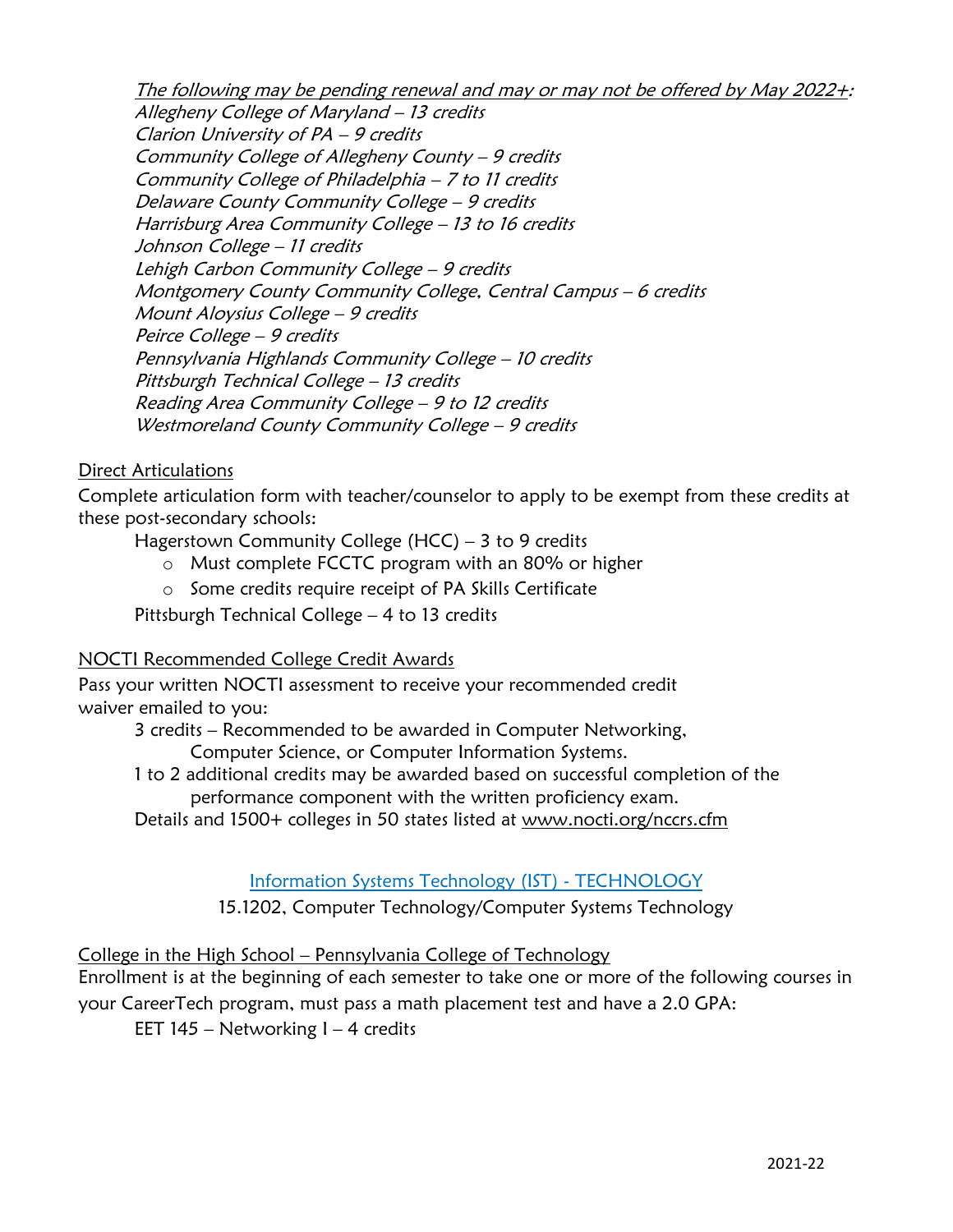*<u>The following may be pending renewal and may or may not be offered by May 2022+</u>:*

*Allegheny College of Maryland – 13 credits*
*Clarion University of PA – 9 credits*
*Community College of Allegheny County – 9 credits*
*Community College of Philadelphia – 7 to 11 credits*
*Delaware County Community College – 9 credits*
*Harrisburg Area Community College – 13 to 16 credits*
*Johnson College – 11 credits*
*Lehigh Carbon Community College – 9 credits*
*Montgomery County Community College, Central Campus – 6 credits*
*Mount Aloysius College – 9 credits*
*Peirce College – 9 credits*
*Pennsylvania Highlands Community College – 10 credits*
*Pittsburgh Technical College – 13 credits*
*Reading Area Community College – 9 to 12 credits*
*Westmoreland County Community College – 9 credits*

<u>Direct Articulations</u>

Complete articulation form with teacher/counselor to apply to be exempt from these credits at these post-secondary schools:

Hagerstown Community College (HCC) – 3 to 9 credits

- Must complete FCCTC program with an 80% or higher
- Some credits require receipt of PA Skills Certificate

Pittsburgh Technical College – 4 to 13 credits

<u>NOCTI Recommended College Credit Awards</u>

Pass your written NOCTI assessment to receive your recommended credit waiver emailed to you:

3 credits – Recommended to be awarded in Computer Networking, Computer Science, or Computer Information Systems.

1 to 2 additional credits may be awarded based on successful completion of the performance component with the written proficiency exam.

Details and 1500+ colleges in 50 states listed at www.nocti.org/nccrs.cfm

## Information Systems Technology (IST) - TECHNOLOGY

15.1202, Computer Technology/Computer Systems Technology

<u>College in the High School – Pennsylvania College of Technology</u>

Enrollment is at the beginning of each semester to take one or more of the following courses in your CareerTech program, must pass a math placement test and have a 2.0 GPA:

EET 145 – Networking I – 4 credits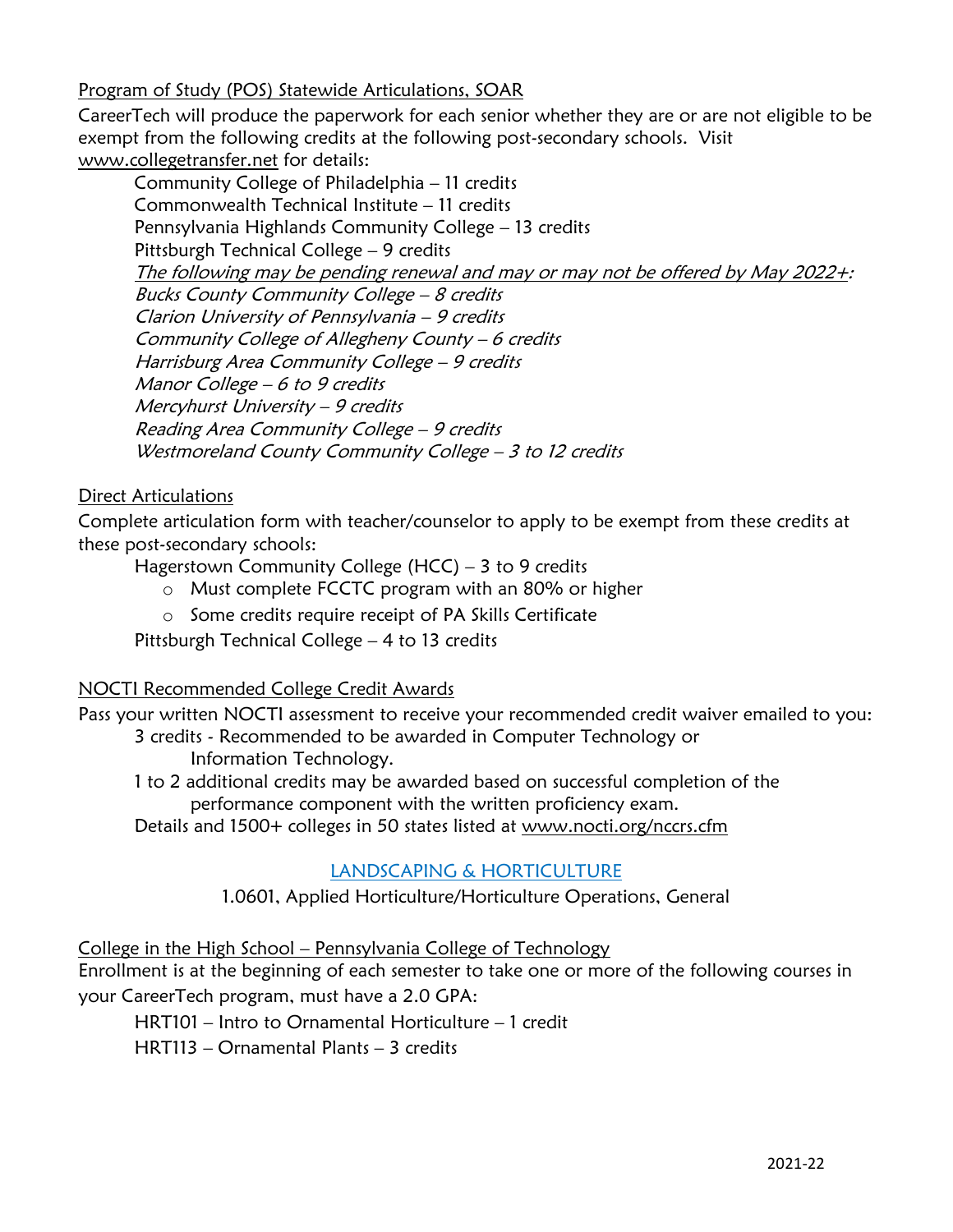Program of Study (POS) Statewide Articulations, SOAR

CareerTech will produce the paperwork for each senior whether they are or are not eligible to be exempt from the following credits at the following post-secondary schools. Visit www.collegetransfer.net for details:

Community College of Philadelphia – 11 credits
Commonwealth Technical Institute – 11 credits
Pennsylvania Highlands Community College – 13 credits
Pittsburgh Technical College – 9 credits
*The following may be pending renewal and may or may not be offered by May 2022+:*
*Bucks County Community College – 8 credits*
*Clarion University of Pennsylvania – 9 credits*
*Community College of Allegheny County – 6 credits*
*Harrisburg Area Community College – 9 credits*
*Manor College – 6 to 9 credits*
*Mercyhurst University – 9 credits*
*Reading Area Community College – 9 credits*
*Westmoreland County Community College – 3 to 12 credits*

Direct Articulations

Complete articulation form with teacher/counselor to apply to be exempt from these credits at these post-secondary schools:

Hagerstown Community College (HCC) – 3 to 9 credits
- Must complete FCCTC program with an 80% or higher
- Some credits require receipt of PA Skills Certificate

Pittsburgh Technical College – 4 to 13 credits

NOCTI Recommended College Credit Awards

Pass your written NOCTI assessment to receive your recommended credit waiver emailed to you:

3 credits - Recommended to be awarded in Computer Technology or Information Technology.
1 to 2 additional credits may be awarded based on successful completion of the performance component with the written proficiency exam.
Details and 1500+ colleges in 50 states listed at www.nocti.org/nccrs.cfm

## LANDSCAPING & HORTICULTURE

1.0601, Applied Horticulture/Horticulture Operations, General

College in the High School – Pennsylvania College of Technology

Enrollment is at the beginning of each semester to take one or more of the following courses in your CareerTech program, must have a 2.0 GPA:

HRT101 – Intro to Ornamental Horticulture – 1 credit
HRT113 – Ornamental Plants – 3 credits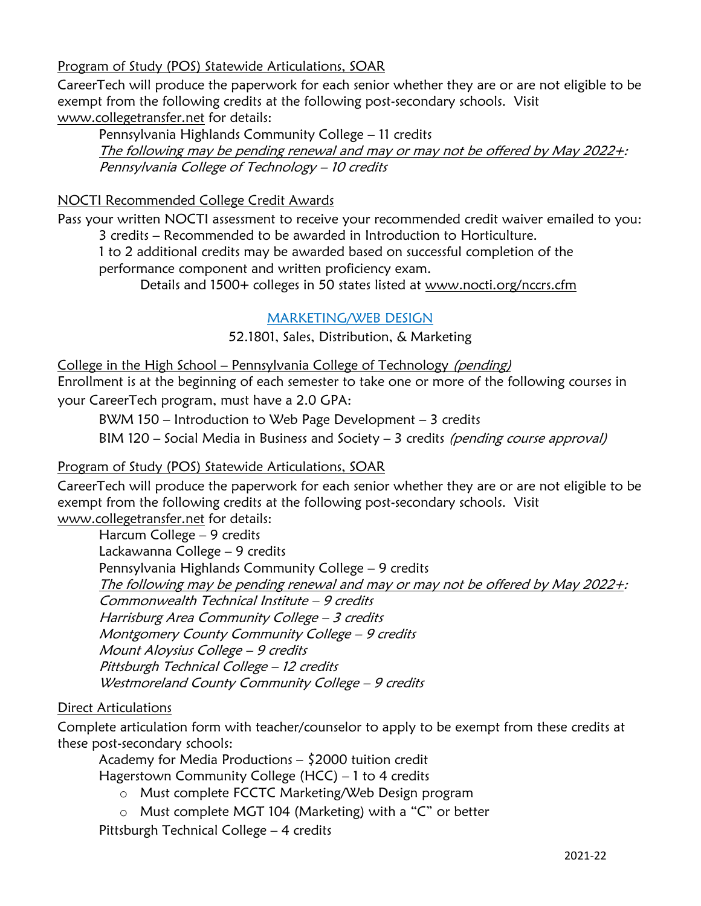Program of Study (POS) Statewide Articulations, SOAR

CareerTech will produce the paperwork for each senior whether they are or are not eligible to be exempt from the following credits at the following post-secondary schools. Visit www.collegetransfer.net for details:

Pennsylvania Highlands Community College – 11 credits
*The following may be pending renewal and may or may not be offered by May 2022+:*
*Pennsylvania College of Technology – 10 credits*

NOCTI Recommended College Credit Awards

Pass your written NOCTI assessment to receive your recommended credit waiver emailed to you:

3 credits – Recommended to be awarded in Introduction to Horticulture.
1 to 2 additional credits may be awarded based on successful completion of the performance component and written proficiency exam.

Details and 1500+ colleges in 50 states listed at www.nocti.org/nccrs.cfm

## MARKETING/WEB DESIGN

52.1801, Sales, Distribution, & Marketing

College in the High School – Pennsylvania College of Technology *(pending)*

Enrollment is at the beginning of each semester to take one or more of the following courses in your CareerTech program, must have a 2.0 GPA:

BWM 150 – Introduction to Web Page Development – 3 credits
BIM 120 – Social Media in Business and Society – 3 credits *(pending course approval)*

Program of Study (POS) Statewide Articulations, SOAR

CareerTech will produce the paperwork for each senior whether they are or are not eligible to be exempt from the following credits at the following post-secondary schools. Visit www.collegetransfer.net for details:

Harcum College – 9 credits
Lackawanna College – 9 credits
Pennsylvania Highlands Community College – 9 credits
*The following may be pending renewal and may or may not be offered by May 2022+:*
*Commonwealth Technical Institute – 9 credits*
*Harrisburg Area Community College – 3 credits*
*Montgomery County Community College – 9 credits*
*Mount Aloysius College – 9 credits*
*Pittsburgh Technical College – 12 credits*
*Westmoreland County Community College – 9 credits*

Direct Articulations

Complete articulation form with teacher/counselor to apply to be exempt from these credits at these post-secondary schools:

Academy for Media Productions – $2000 tuition credit
Hagerstown Community College (HCC) – 1 to 4 credits

- Must complete FCCTC Marketing/Web Design program
- Must complete MGT 104 (Marketing) with a "C" or better

Pittsburgh Technical College – 4 credits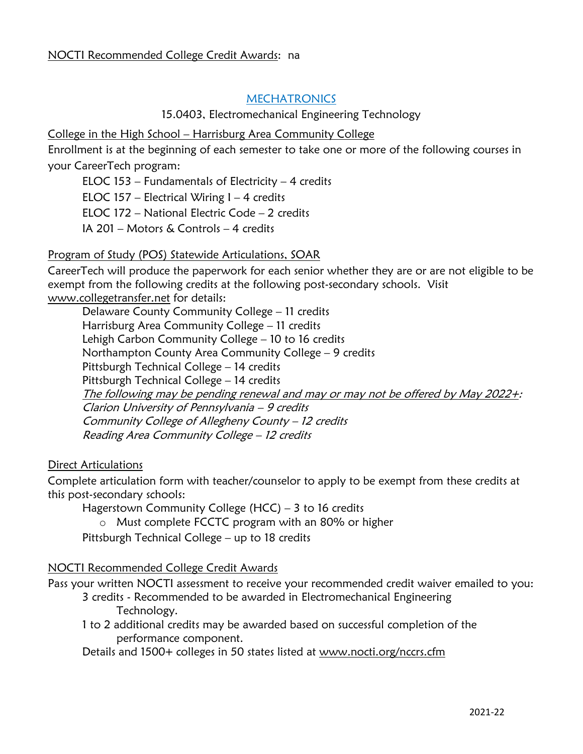NOCTI Recommended College Credit Awards: na

## MECHATRONICS

15.0403, Electromechanical Engineering Technology

College in the High School – Harrisburg Area Community College

Enrollment is at the beginning of each semester to take one or more of the following courses in your CareerTech program:

ELOC 153 – Fundamentals of Electricity – 4 credits
ELOC 157 – Electrical Wiring I – 4 credits
ELOC 172 – National Electric Code – 2 credits
IA 201 – Motors & Controls – 4 credits

Program of Study (POS) Statewide Articulations, SOAR

CareerTech will produce the paperwork for each senior whether they are or are not eligible to be exempt from the following credits at the following post-secondary schools. Visit www.collegetransfer.net for details:

Delaware County Community College – 11 credits
Harrisburg Area Community College – 11 credits
Lehigh Carbon Community College – 10 to 16 credits
Northampton County Area Community College – 9 credits
Pittsburgh Technical College – 14 credits
Pittsburgh Technical College – 14 credits
*The following may be pending renewal and may or may not be offered by May 2022+:*
*Clarion University of Pennsylvania – 9 credits*
*Community College of Allegheny County – 12 credits*
*Reading Area Community College – 12 credits*

Direct Articulations

Complete articulation form with teacher/counselor to apply to be exempt from these credits at this post-secondary schools:

Hagerstown Community College (HCC) – 3 to 16 credits
- Must complete FCCTC program with an 80% or higher

Pittsburgh Technical College – up to 18 credits

NOCTI Recommended College Credit Awards

Pass your written NOCTI assessment to receive your recommended credit waiver emailed to you:

3 credits - Recommended to be awarded in Electromechanical Engineering Technology.
1 to 2 additional credits may be awarded based on successful completion of the performance component.
Details and 1500+ colleges in 50 states listed at www.nocti.org/nccrs.cfm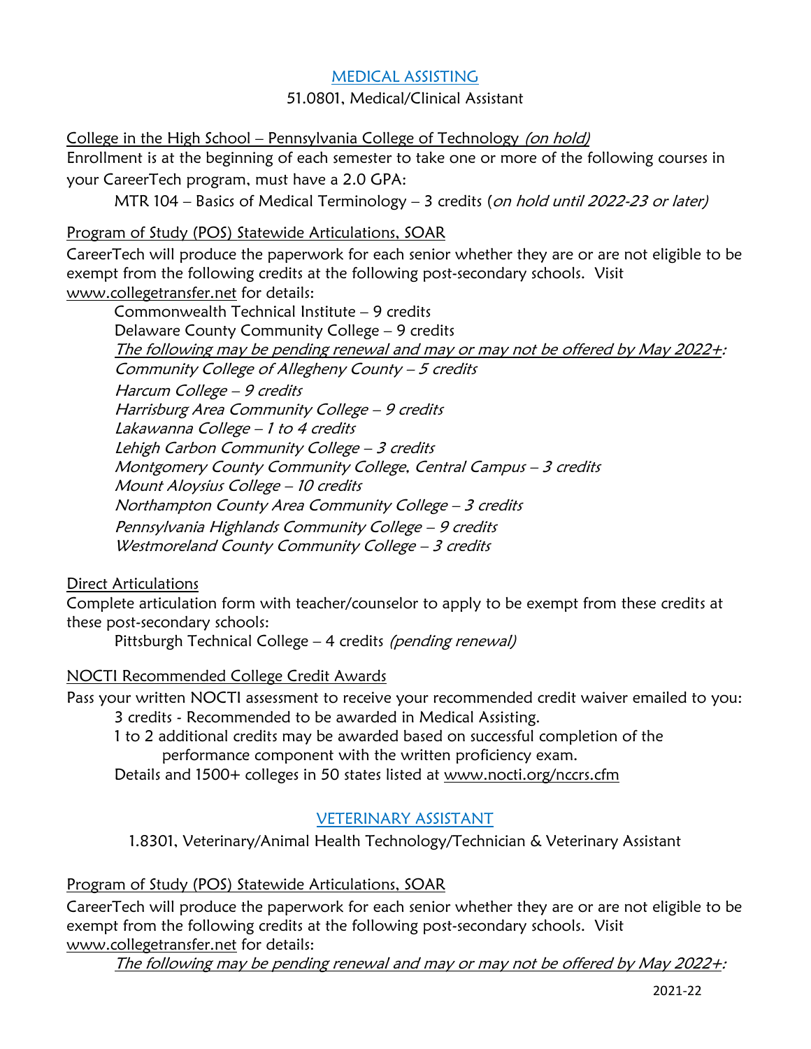## MEDICAL ASSISTING

51.0801, Medical/Clinical Assistant

College in the High School – Pennsylvania College of Technology *(on hold)*

Enrollment is at the beginning of each semester to take one or more of the following courses in your CareerTech program, must have a 2.0 GPA:

MTR 104 – Basics of Medical Terminology – 3 credits (*on hold until 2022-23 or later)*

Program of Study (POS) Statewide Articulations, SOAR

CareerTech will produce the paperwork for each senior whether they are or are not eligible to be exempt from the following credits at the following post-secondary schools. Visit www.collegetransfer.net for details:

Commonwealth Technical Institute – 9 credits
Delaware County Community College – 9 credits
*The following may be pending renewal and may or may not be offered by May 2022+:*
*Community College of Allegheny County – 5 credits*
*Harcum College – 9 credits*
*Harrisburg Area Community College – 9 credits*
*Lakawanna College – 1 to 4 credits*
*Lehigh Carbon Community College – 3 credits*
*Montgomery County Community College, Central Campus – 3 credits*
*Mount Aloysius College – 10 credits*
*Northampton County Area Community College – 3 credits*
*Pennsylvania Highlands Community College – 9 credits*
*Westmoreland County Community College – 3 credits*

Direct Articulations

Complete articulation form with teacher/counselor to apply to be exempt from these credits at these post-secondary schools:

Pittsburgh Technical College – 4 credits *(pending renewal)*

NOCTI Recommended College Credit Awards

Pass your written NOCTI assessment to receive your recommended credit waiver emailed to you:

3 credits - Recommended to be awarded in Medical Assisting.
1 to 2 additional credits may be awarded based on successful completion of the performance component with the written proficiency exam.
Details and 1500+ colleges in 50 states listed at www.nocti.org/nccrs.cfm

## VETERINARY ASSISTANT

1.8301, Veterinary/Animal Health Technology/Technician & Veterinary Assistant

Program of Study (POS) Statewide Articulations, SOAR

CareerTech will produce the paperwork for each senior whether they are or are not eligible to be exempt from the following credits at the following post-secondary schools. Visit www.collegetransfer.net for details:

*The following may be pending renewal and may or may not be offered by May 2022+:*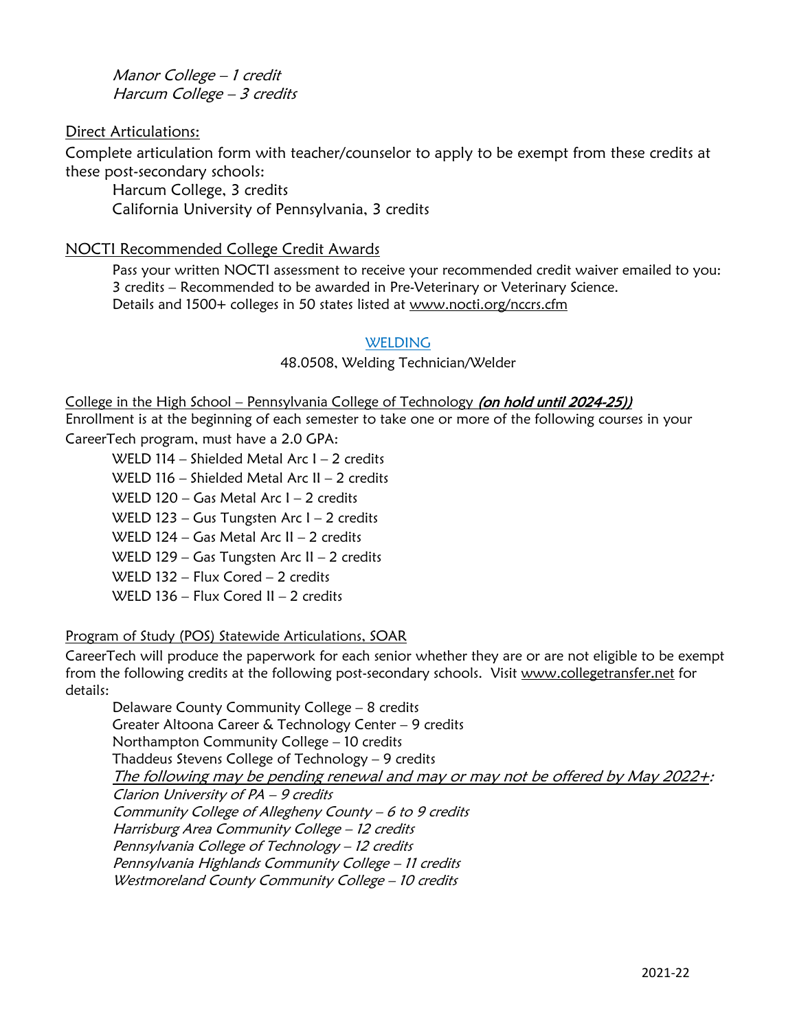*Manor College – 1 credit*
*Harcum College – 3 credits*

Direct Articulations:

Complete articulation form with teacher/counselor to apply to be exempt from these credits at these post-secondary schools:

Harcum College, 3 credits
California University of Pennsylvania, 3 credits

NOCTI Recommended College Credit Awards

Pass your written NOCTI assessment to receive your recommended credit waiver emailed to you:
3 credits – Recommended to be awarded in Pre-Veterinary or Veterinary Science.
Details and 1500+ colleges in 50 states listed at www.nocti.org/nccrs.cfm

## WELDING

48.0508, Welding Technician/Welder

College in the High School – Pennsylvania College of Technology *(on hold until 2024-25))*

Enrollment is at the beginning of each semester to take one or more of the following courses in your CareerTech program, must have a 2.0 GPA:

WELD 114 – Shielded Metal Arc I – 2 credits
WELD 116 – Shielded Metal Arc II – 2 credits
WELD 120 – Gas Metal Arc I – 2 credits
WELD 123 – Gus Tungsten Arc I – 2 credits
WELD 124 – Gas Metal Arc II – 2 credits
WELD 129 – Gas Tungsten Arc II – 2 credits
WELD 132 – Flux Cored – 2 credits
WELD 136 – Flux Cored II – 2 credits

Program of Study (POS) Statewide Articulations, SOAR

CareerTech will produce the paperwork for each senior whether they are or are not eligible to be exempt from the following credits at the following post-secondary schools. Visit www.collegetransfer.net for details:

Delaware County Community College – 8 credits
Greater Altoona Career & Technology Center – 9 credits
Northampton Community College – 10 credits
Thaddeus Stevens College of Technology – 9 credits
*The following may be pending renewal and may or may not be offered by May 2022+:*
*Clarion University of PA – 9 credits*
*Community College of Allegheny County – 6 to 9 credits*
*Harrisburg Area Community College – 12 credits*
*Pennsylvania College of Technology – 12 credits*
*Pennsylvania Highlands Community College – 11 credits*
*Westmoreland County Community College – 10 credits*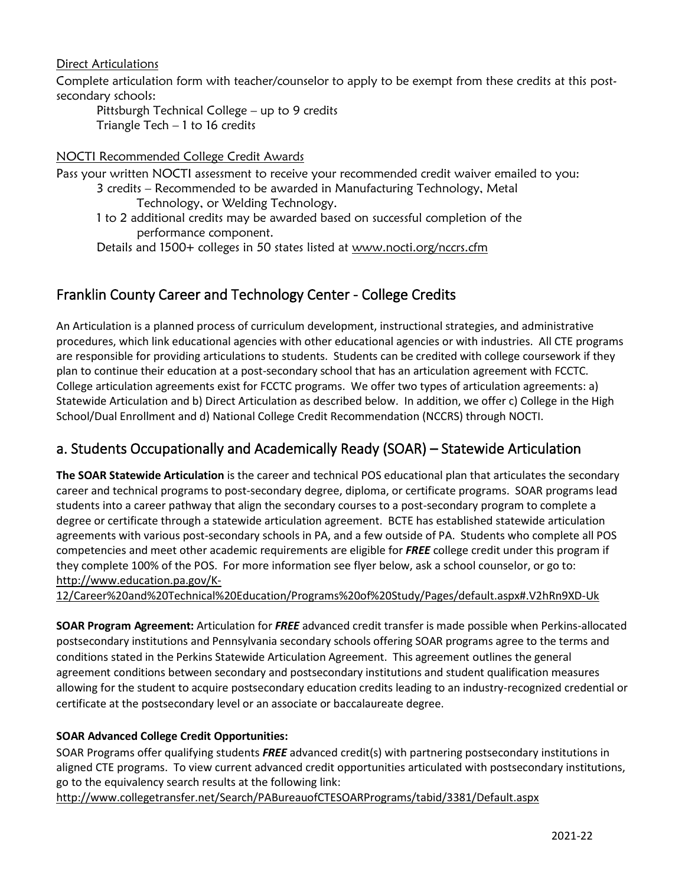Direct Articulations

Complete articulation form with teacher/counselor to apply to be exempt from these credits at this post-secondary schools:

Pittsburgh Technical College – up to 9 credits
Triangle Tech – 1 to 16 credits

NOCTI Recommended College Credit Awards

Pass your written NOCTI assessment to receive your recommended credit waiver emailed to you:

3 credits – Recommended to be awarded in Manufacturing Technology, Metal Technology, or Welding Technology.
1 to 2 additional credits may be awarded based on successful completion of the performance component.
Details and 1500+ colleges in 50 states listed at www.nocti.org/nccrs.cfm

## Franklin County Career and Technology Center - College Credits

An Articulation is a planned process of curriculum development, instructional strategies, and administrative procedures, which link educational agencies with other educational agencies or with industries. All CTE programs are responsible for providing articulations to students. Students can be credited with college coursework if they plan to continue their education at a post-secondary school that has an articulation agreement with FCCTC. College articulation agreements exist for FCCTC programs. We offer two types of articulation agreements: a) Statewide Articulation and b) Direct Articulation as described below. In addition, we offer c) College in the High School/Dual Enrollment and d) National College Credit Recommendation (NCCRS) through NOCTI.

## a. Students Occupationally and Academically Ready (SOAR) – Statewide Articulation

**The SOAR Statewide Articulation** is the career and technical POS educational plan that articulates the secondary career and technical programs to post-secondary degree, diploma, or certificate programs. SOAR programs lead students into a career pathway that align the secondary courses to a post-secondary program to complete a degree or certificate through a statewide articulation agreement. BCTE has established statewide articulation agreements with various post-secondary schools in PA, and a few outside of PA. Students who complete all POS competencies and meet other academic requirements are eligible for ***FREE*** college credit under this program if they complete 100% of the POS. For more information see flyer below, ask a school counselor, or go to: http://www.education.pa.gov/K-12/Career%20and%20Technical%20Education/Programs%20of%20Study/Pages/default.aspx#.V2hRn9XD-Uk

**SOAR Program Agreement:** Articulation for ***FREE*** advanced credit transfer is made possible when Perkins-allocated postsecondary institutions and Pennsylvania secondary schools offering SOAR programs agree to the terms and conditions stated in the Perkins Statewide Articulation Agreement. This agreement outlines the general agreement conditions between secondary and postsecondary institutions and student qualification measures allowing for the student to acquire postsecondary education credits leading to an industry-recognized credential or certificate at the postsecondary level or an associate or baccalaureate degree.

**SOAR Advanced College Credit Opportunities:**

SOAR Programs offer qualifying students ***FREE*** advanced credit(s) with partnering postsecondary institutions in aligned CTE programs. To view current advanced credit opportunities articulated with postsecondary institutions, go to the equivalency search results at the following link:
http://www.collegetransfer.net/Search/PABureauofCTESOARPrograms/tabid/3381/Default.aspx

2021-22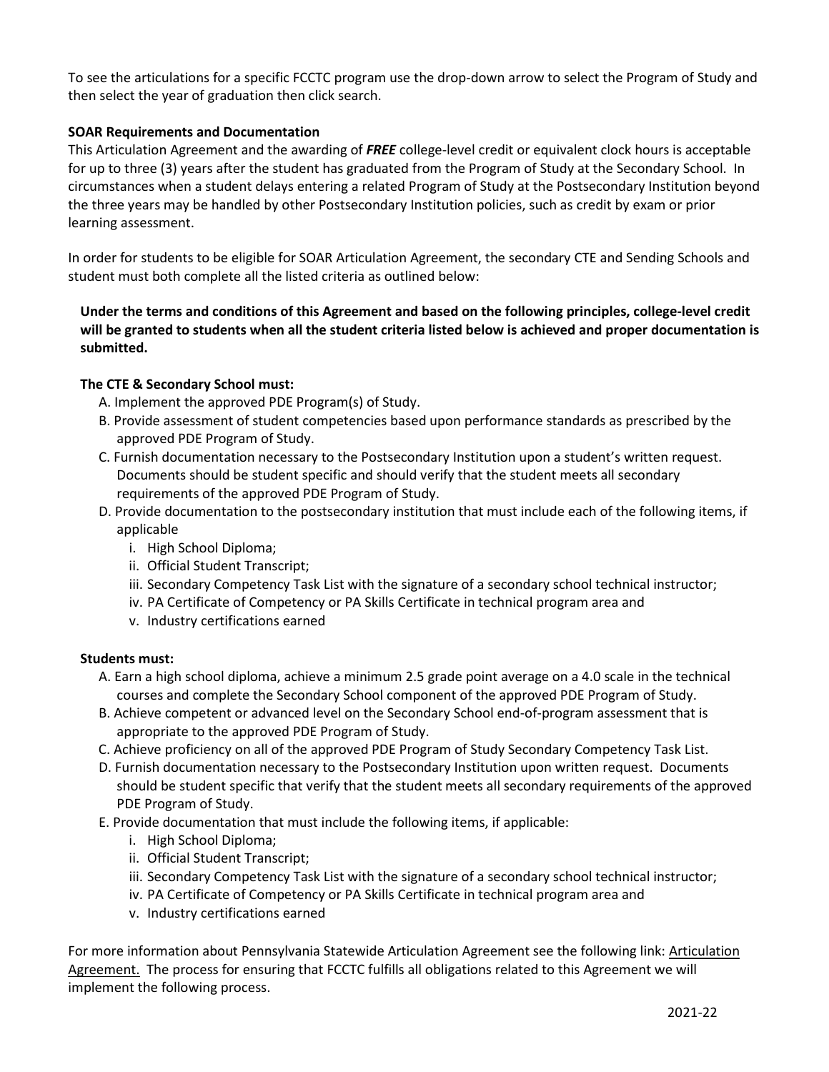To see the articulations for a specific FCCTC program use the drop-down arrow to select the Program of Study and then select the year of graduation then click search.

**SOAR Requirements and Documentation**

This Articulation Agreement and the awarding of ***FREE*** college-level credit or equivalent clock hours is acceptable for up to three (3) years after the student has graduated from the Program of Study at the Secondary School. In circumstances when a student delays entering a related Program of Study at the Postsecondary Institution beyond the three years may be handled by other Postsecondary Institution policies, such as credit by exam or prior learning assessment.

In order for students to be eligible for SOAR Articulation Agreement, the secondary CTE and Sending Schools and student must both complete all the listed criteria as outlined below:

**Under the terms and conditions of this Agreement and based on the following principles, college-level credit will be granted to students when all the student criteria listed below is achieved and proper documentation is submitted.**

**The CTE & Secondary School must:**

A. Implement the approved PDE Program(s) of Study.

B. Provide assessment of student competencies based upon performance standards as prescribed by the approved PDE Program of Study.

C. Furnish documentation necessary to the Postsecondary Institution upon a student's written request. Documents should be student specific and should verify that the student meets all secondary requirements of the approved PDE Program of Study.

D. Provide documentation to the postsecondary institution that must include each of the following items, if applicable

   i. High School Diploma;
   ii. Official Student Transcript;
   iii. Secondary Competency Task List with the signature of a secondary school technical instructor;
   iv. PA Certificate of Competency or PA Skills Certificate in technical program area and
   v. Industry certifications earned

**Students must:**

A. Earn a high school diploma, achieve a minimum 2.5 grade point average on a 4.0 scale in the technical courses and complete the Secondary School component of the approved PDE Program of Study.

B. Achieve competent or advanced level on the Secondary School end-of-program assessment that is appropriate to the approved PDE Program of Study.

C. Achieve proficiency on all of the approved PDE Program of Study Secondary Competency Task List.

D. Furnish documentation necessary to the Postsecondary Institution upon written request. Documents should be student specific that verify that the student meets all secondary requirements of the approved PDE Program of Study.

E. Provide documentation that must include the following items, if applicable:

   i. High School Diploma;
   ii. Official Student Transcript;
   iii. Secondary Competency Task List with the signature of a secondary school technical instructor;
   iv. PA Certificate of Competency or PA Skills Certificate in technical program area and
   v. Industry certifications earned

For more information about Pennsylvania Statewide Articulation Agreement see the following link: Articulation Agreement. The process for ensuring that FCCTC fulfills all obligations related to this Agreement we will implement the following process.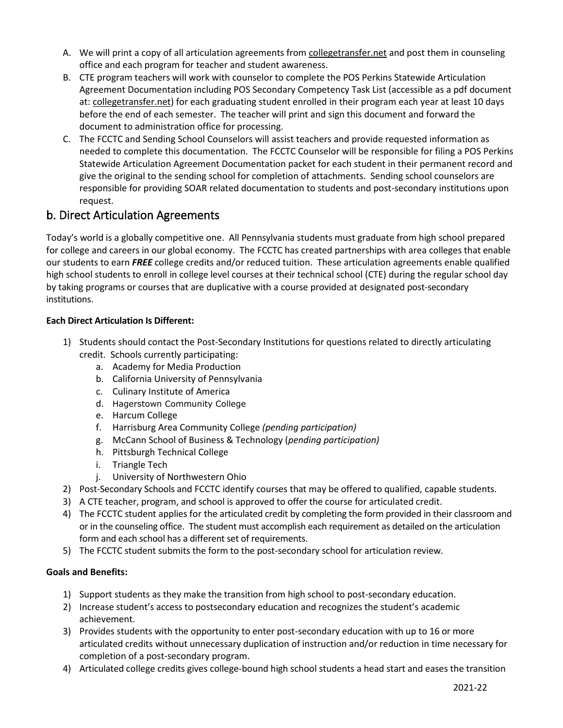A. We will print a copy of all articulation agreements from collegetransfer.net and post them in counseling office and each program for teacher and student awareness.
B. CTE program teachers will work with counselor to complete the POS Perkins Statewide Articulation Agreement Documentation including POS Secondary Competency Task List (accessible as a pdf document at: collegetransfer.net) for each graduating student enrolled in their program each year at least 10 days before the end of each semester. The teacher will print and sign this document and forward the document to administration office for processing.
C. The FCCTC and Sending School Counselors will assist teachers and provide requested information as needed to complete this documentation. The FCCTC Counselor will be responsible for filing a POS Perkins Statewide Articulation Agreement Documentation packet for each student in their permanent record and give the original to the sending school for completion of attachments. Sending school counselors are responsible for providing SOAR related documentation to students and post-secondary institutions upon request.

## b. Direct Articulation Agreements

Today's world is a globally competitive one. All Pennsylvania students must graduate from high school prepared for college and careers in our global economy. The FCCTC has created partnerships with area colleges that enable our students to earn ***FREE*** college credits and/or reduced tuition. These articulation agreements enable qualified high school students to enroll in college level courses at their technical school (CTE) during the regular school day by taking programs or courses that are duplicative with a course provided at designated post-secondary institutions.

**Each Direct Articulation Is Different:**

1) Students should contact the Post-Secondary Institutions for questions related to directly articulating credit. Schools currently participating:
   a. Academy for Media Production
   b. California University of Pennsylvania
   c. Culinary Institute of America
   d. Hagerstown Community College
   e. Harcum College
   f. Harrisburg Area Community College *(pending participation)*
   g. McCann School of Business & Technology (*pending participation)*
   h. Pittsburgh Technical College
   i. Triangle Tech
   j. University of Northwestern Ohio
2) Post-Secondary Schools and FCCTC identify courses that may be offered to qualified, capable students.
3) A CTE teacher, program, and school is approved to offer the course for articulated credit.
4) The FCCTC student applies for the articulated credit by completing the form provided in their classroom and or in the counseling office. The student must accomplish each requirement as detailed on the articulation form and each school has a different set of requirements.
5) The FCCTC student submits the form to the post-secondary school for articulation review.

**Goals and Benefits:**

1) Support students as they make the transition from high school to post-secondary education.
2) Increase student's access to postsecondary education and recognizes the student's academic achievement.
3) Provides students with the opportunity to enter post-secondary education with up to 16 or more articulated credits without unnecessary duplication of instruction and/or reduction in time necessary for completion of a post-secondary program.
4) Articulated college credits gives college-bound high school students a head start and eases the transition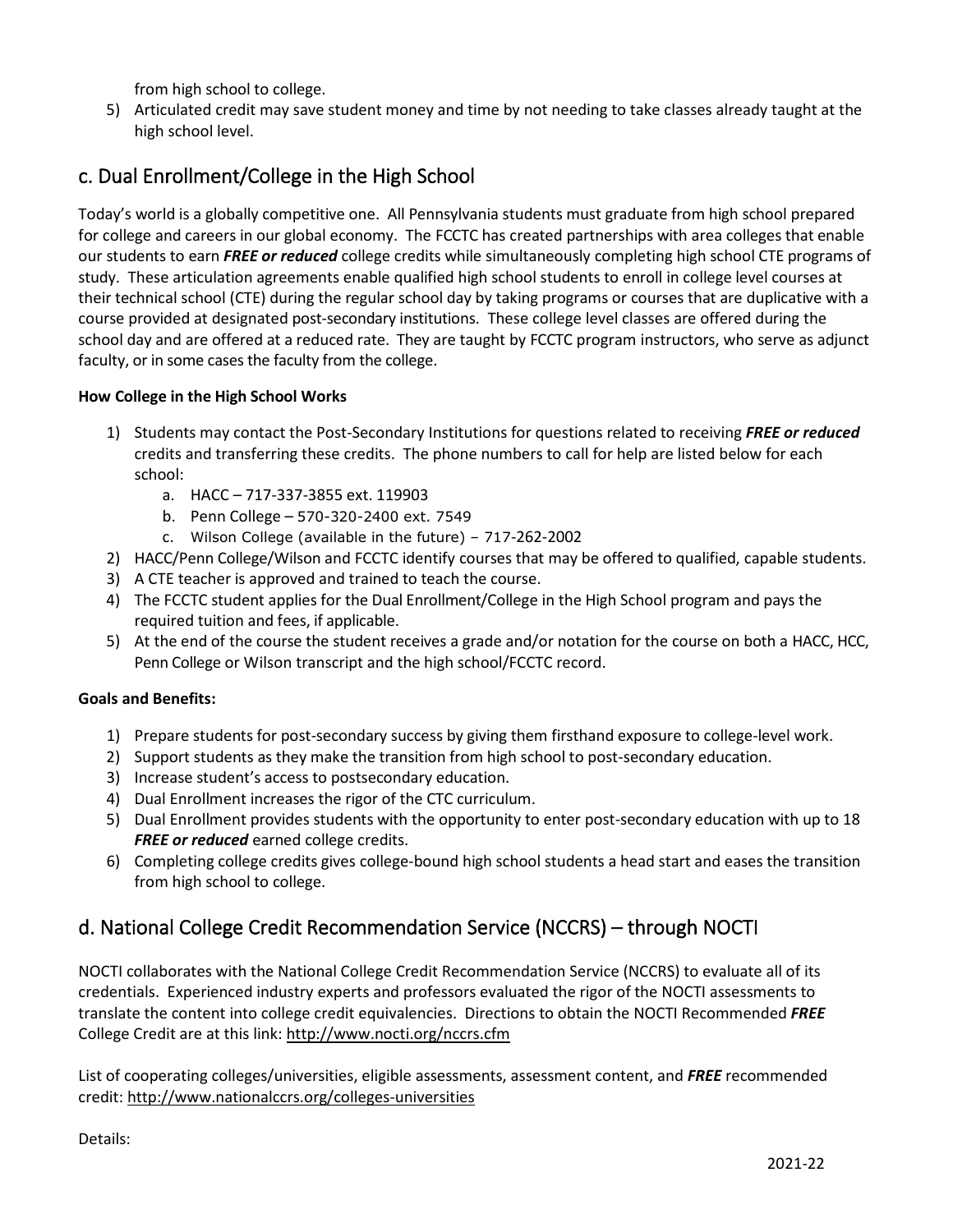from high school to college.

5) Articulated credit may save student money and time by not needing to take classes already taught at the high school level.

## c. Dual Enrollment/College in the High School

Today's world is a globally competitive one. All Pennsylvania students must graduate from high school prepared for college and careers in our global economy. The FCCTC has created partnerships with area colleges that enable our students to earn ***FREE or reduced*** college credits while simultaneously completing high school CTE programs of study. These articulation agreements enable qualified high school students to enroll in college level courses at their technical school (CTE) during the regular school day by taking programs or courses that are duplicative with a course provided at designated post-secondary institutions. These college level classes are offered during the school day and are offered at a reduced rate. They are taught by FCCTC program instructors, who serve as adjunct faculty, or in some cases the faculty from the college.

**How College in the High School Works**

1) Students may contact the Post-Secondary Institutions for questions related to receiving ***FREE or reduced*** credits and transferring these credits. The phone numbers to call for help are listed below for each school:
    a. HACC – 717-337-3855 ext. 119903
    b. Penn College – 570-320-2400 ext. 7549
    c. Wilson College (available in the future) – 717-262-2002
2) HACC/Penn College/Wilson and FCCTC identify courses that may be offered to qualified, capable students.
3) A CTE teacher is approved and trained to teach the course.
4) The FCCTC student applies for the Dual Enrollment/College in the High School program and pays the required tuition and fees, if applicable.
5) At the end of the course the student receives a grade and/or notation for the course on both a HACC, HCC, Penn College or Wilson transcript and the high school/FCCTC record.

**Goals and Benefits:**

1) Prepare students for post-secondary success by giving them firsthand exposure to college-level work.
2) Support students as they make the transition from high school to post-secondary education.
3) Increase student's access to postsecondary education.
4) Dual Enrollment increases the rigor of the CTC curriculum.
5) Dual Enrollment provides students with the opportunity to enter post-secondary education with up to 18 ***FREE or reduced*** earned college credits.
6) Completing college credits gives college-bound high school students a head start and eases the transition from high school to college.

## d. National College Credit Recommendation Service (NCCRS) – through NOCTI

NOCTI collaborates with the National College Credit Recommendation Service (NCCRS) to evaluate all of its credentials. Experienced industry experts and professors evaluated the rigor of the NOCTI assessments to translate the content into college credit equivalencies. Directions to obtain the NOCTI Recommended ***FREE*** College Credit are at this link: http://www.nocti.org/nccrs.cfm

List of cooperating colleges/universities, eligible assessments, assessment content, and ***FREE*** recommended credit: http://www.nationalccrs.org/colleges-universities

Details: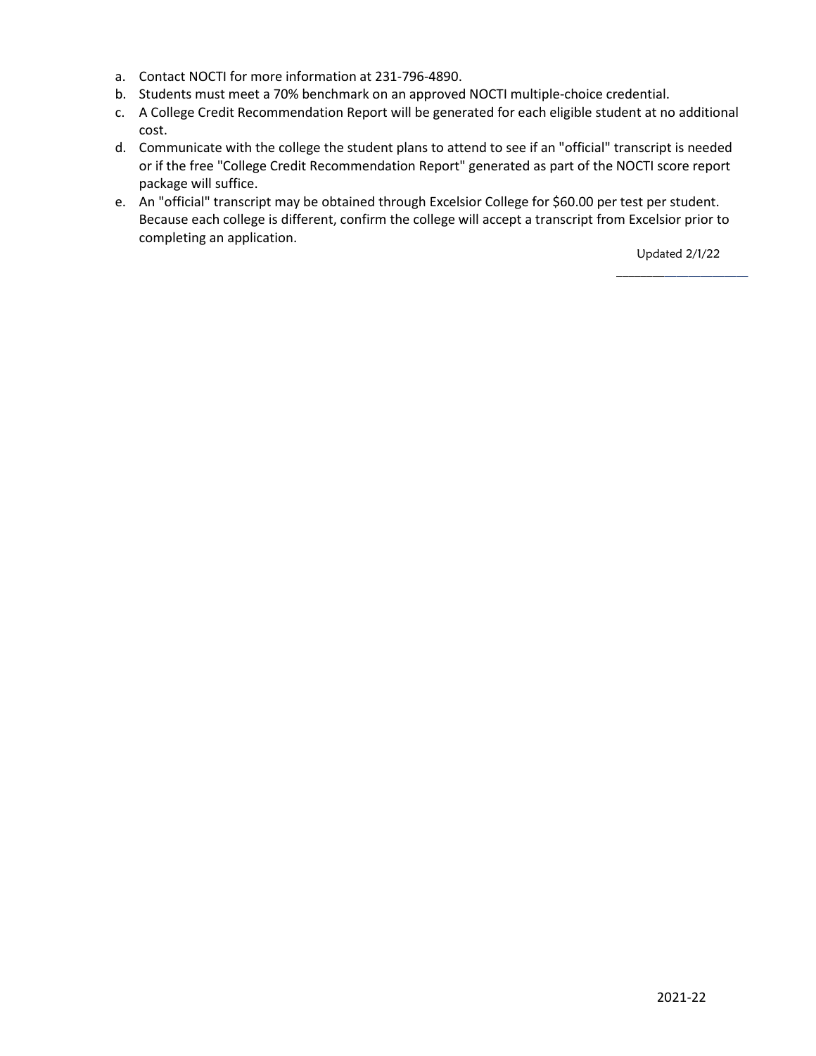a. Contact NOCTI for more information at 231-796-4890.
b. Students must meet a 70% benchmark on an approved NOCTI multiple-choice credential.
c. A College Credit Recommendation Report will be generated for each eligible student at no additional cost.
d. Communicate with the college the student plans to attend to see if an "official" transcript is needed or if the free "College Credit Recommendation Report" generated as part of the NOCTI score report package will suffice.
e. An "official" transcript may be obtained through Excelsior College for $60.00 per test per student. Because each college is different, confirm the college will accept a transcript from Excelsior prior to completing an application.

Updated 2/1/22